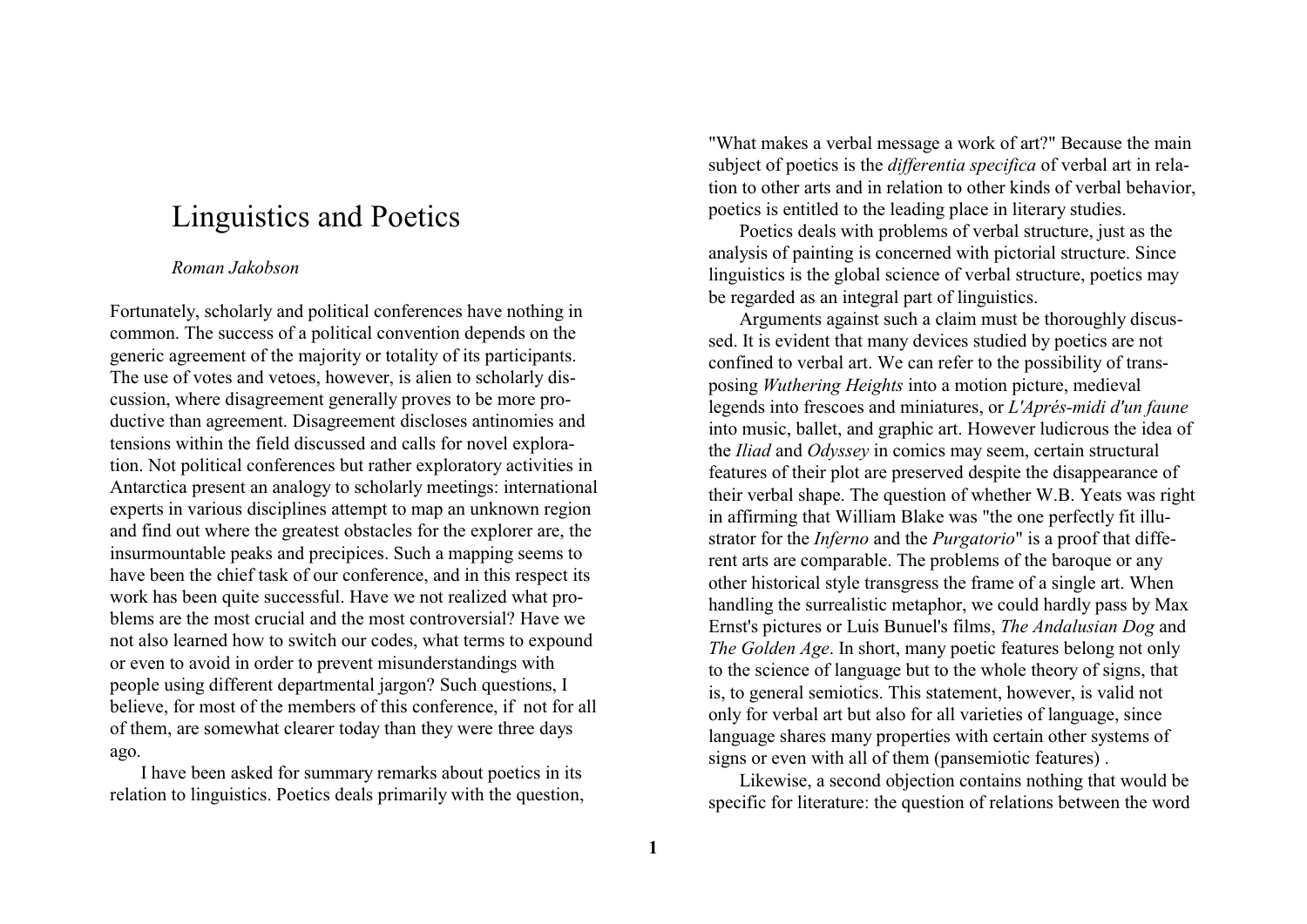# Linguistics and Poetics

*Roman Jakobson*

Fortunately, scholarly and political conferences have nothing in common. The success of a political convention depends on the generic agreement of the majority or totality of its participants. The use of votes and vetoes, however, is alien to scholarly discussion, where disagreement generally proves to be more productive than agreement. Disagreement discloses antinomies and tensions within the field discussed and calls for novel exploration. Not political conferences but rather exploratory activities in Antarctica present an analogy to scholarly meetings: international experts in various disciplines attempt to map an unknown region and find out where the greatest obstacles for the explorer are, the insurmountable peaks and precipices. Such a mapping seems to have been the chief task of our conference, and in this respect its work has been quite successful. Have we not realized what problems are the most crucial and the most controversial? Have we not also learned how to switch our codes, what terms to expound or even to avoid in order to prevent misunderstandings with people using different departmental jargon? Such questions, I believe, for most of the members of this conference, if not for all of them, are somewhat clearer today than they were three days ago.

I have been asked for summary remarks about poetics in its relation to linguistics. Poetics deals primarily with the question, "What makes a verbal message a work of art?" Because the main subject of poetics is the *differentia specifica* of verbal art in relation to other arts and in relation to other kinds of verbal behavior, poetics is entitled to the leading place in literary studies.

Poetics deals with problems of verbal structure, just as the analysis of painting is concerned with pictorial structure. Since linguistics is the global science of verbal structure, poetics may be regarded as an integral part of linguistics.

Arguments against such a claim must be thoroughly discussed. It is evident that many devices studied by poetics are not confined to verbal art. We can refer to the possibility of transposing *Wuthering Heights* into a motion picture, medieval legends into frescoes and miniatures, or *L'Aprés-midi d'un faune* into music, ballet, and graphic art. However ludicrous the idea of the *Iliad* and *Odyssey* in comics may seem, certain structural features of their plot are preserved despite the disappearance of their verbal shape. The question of whether W.B. Yeats was right in affirming that William Blake was "the one perfectly fit illustrator for the *Inferno* and the *Purgatorio*" is a proof that different arts are comparable. The problems of the baroque or any other historical style transgress the frame of a single art. When handling the surrealistic metaphor, we could hardly pass by Max Ernst's pictures or Luis Bunuel's films, *The Andalusian Dog* and *The Golden Age*. In short, many poetic features belong not only to the science of language but to the whole theory of signs, that is, to general semiotics. This statement, however, is valid not only for verbal art but also for all varieties of language, since language shares many properties with certain other systems of signs or even with all of them (pansemiotic features) .

Likewise, a second objection contains nothing that would be specific for literature: the question of relations between the word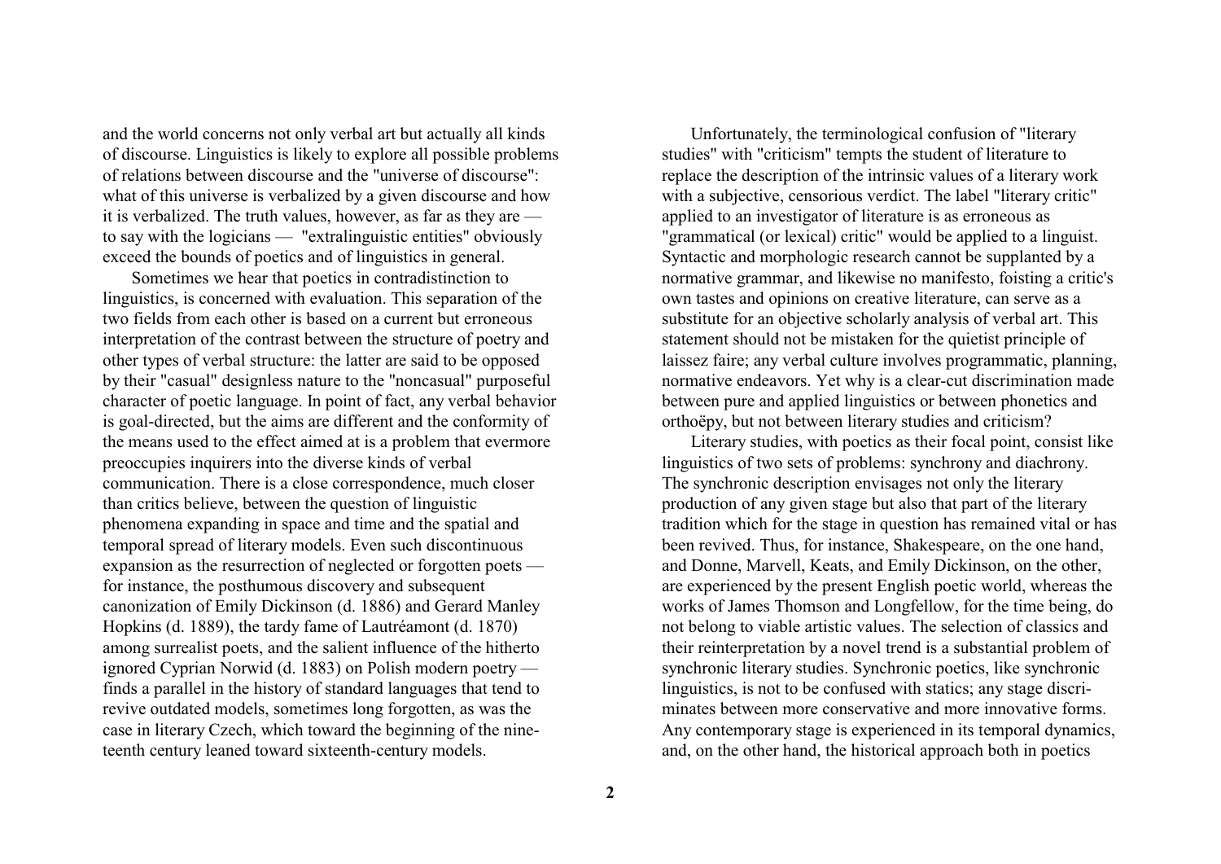and the world concerns not only verbal art but actually all kinds of discourse. Linguistics is likely to explore all possible problems of relations between discourse and the "universe of discourse": what of this universe is verbalized by a given discourse and how it is verbalized. The truth values, however, as far as they are — to say with the logicians — "extralinguistic entities" obviously exceed the bounds of poetics and of linguistics in general.

Sometimes we hear that poetics in contradistinction to linguistics, is concerned with evaluation. This separation of the two fields from each other is based on a current but erroneous interpretation of the contrast between the structure of poetry and other types of verbal structure: the latter are said to be opposed by their "casual" designless nature to the "noncasual" purposeful character of poetic language. In point of fact, any verbal behavior is goal-directed, but the aims are different and the conformity of the means used to the effect aimed at is a problem that evermore preoccupies inquirers into the diverse kinds of verbal communication. There is a close correspondence, much closer than critics believe, between the question of linguistic phenomena expanding in space and time and the spatial and temporal spread of literary models. Even such discontinuous expansion as the resurrection of neglected or forgotten poets — for instance, the posthumous discovery and subsequent canonization of Emily Dickinson (d. 1886) and Gerard Manley Hopkins (d. 1889), the tardy fame of Lautréamont (d. 1870) among surrealist poets, and the salient influence of the hitherto ignored Cyprian Norwid (d. 1883) on Polish modern poetry — finds a parallel in the history of standard languages that tend to revive outdated models, sometimes long forgotten, as was the case in literary Czech, which toward the beginning of the nineteenth century leaned toward sixteenth-century models.

Unfortunately, the terminological confusion of "literary studies" with "criticism" tempts the student of literature to replace the description of the intrinsic values of a literary work with a subjective, censorious verdict. The label "literary critic" applied to an investigator of literature is as erroneous as "grammatical (or lexical) critic" would be applied to a linguist. Syntactic and morphologic research cannot be supplanted by a normative grammar, and likewise no manifesto, foisting a critic's own tastes and opinions on creative literature, can serve as a substitute for an objective scholarly analysis of verbal art. This statement should not be mistaken for the quietist principle of laissez faire; any verbal culture involves programmatic, planning, normative endeavors. Yet why is a clear-cut discrimination made between pure and applied linguistics or between phonetics and orthoëpy, but not between literary studies and criticism?

Literary studies, with poetics as their focal point, consist like linguistics of two sets of problems: synchrony and diachrony. The synchronic description envisages not only the literary production of any given stage but also that part of the literary tradition which for the stage in question has remained vital or has been revived. Thus, for instance, Shakespeare, on the one hand, and Donne, Marvell, Keats, and Emily Dickinson, on the other, are experienced by the present English poetic world, whereas the works of James Thomson and Longfellow, for the time being, do not belong to viable artistic values. The selection of classics and their reinterpretation by a novel trend is a substantial problem of synchronic literary studies. Synchronic poetics, like synchronic linguistics, is not to be confused with statics; any stage discriminates between more conservative and more innovative forms. Any contemporary stage is experienced in its temporal dynamics, and, on the other hand, the historical approach both in poetics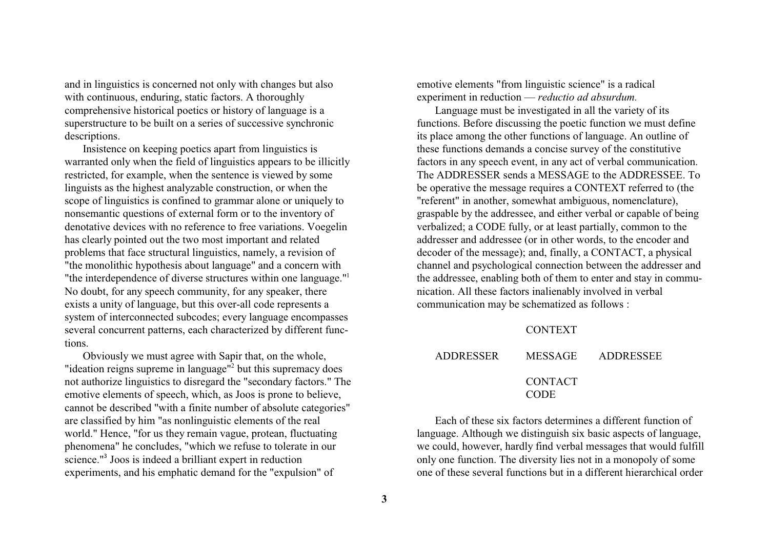and in linguistics is concerned not only with changes but also with continuous, enduring, static factors. A thoroughly comprehensive historical poetics or history of language is a superstructure to be built on a series of successive synchronic descriptions.

Insistence on keeping poetics apart from linguistics is warranted only when the field of linguistics appears to be illicitly restricted, for example, when the sentence is viewed by some linguists as the highest analyzable construction, or when the scope of linguistics is confined to grammar alone or uniquely to nonsemantic questions of external form or to the inventory of denotative devices with no reference to free variations. Voegelin has clearly pointed out the two most important and related problems that face structural linguistics, namely, a revision of "the monolithic hypothesis about language" and a concern with "the interdependence of diverse structures within one language."[1] No doubt, for any speech community, for any speaker, there exists a unity of language, but this over-all code represents a system of interconnected subcodes; every language encompasses several concurrent patterns, each characterized by different functions.

Obviously we must agree with Sapir that, on the whole, "ideation reigns supreme in language"[2] but this supremacy does not authorize linguistics to disregard the "secondary factors." The emotive elements of speech, which, as Joos is prone to believe, cannot be described "with a finite number of absolute categories" are classified by him "as nonlinguistic elements of the real world." Hence, "for us they remain vague, protean, fluctuating phenomena" he concludes, "which we refuse to tolerate in our science."[3] Joos is indeed a brilliant expert in reduction experiments, and his emphatic demand for the "expulsion" of emotive elements "from linguistic science" is a radical experiment in reduction — *reductio ad absurdum.*

Language must be investigated in all the variety of its functions. Before discussing the poetic function we must define its place among the other functions of language. An outline of these functions demands a concise survey of the constitutive factors in any speech event, in any act of verbal communication. The ADDRESSER sends a MESSAGE to the ADDRESSEE. To be operative the message requires a CONTEXT referred to (the "referent" in another, somewhat ambiguous, nomenclature), graspable by the addressee, and either verbal or capable of being verbalized; a CODE fully, or at least partially, common to the addresser and addressee (or in other words, to the encoder and decoder of the message); and, finally, a CONTACT, a physical channel and psychological connection between the addresser and the addressee, enabling both of them to enter and stay in communication. All these factors inalienably involved in verbal communication may be schematized as follows :

| | | |
|---|---|---|
| | CONTEXT | |
| ADDRESSER | MESSAGE | ADDRESSEE |
| | CONTACT | |
| | CODE | |

Each of these six factors determines a different function of language. Although we distinguish six basic aspects of language, we could, however, hardly find verbal messages that would fulfill only one function. The diversity lies not in a monopoly of some one of these several functions but in a different hierarchical order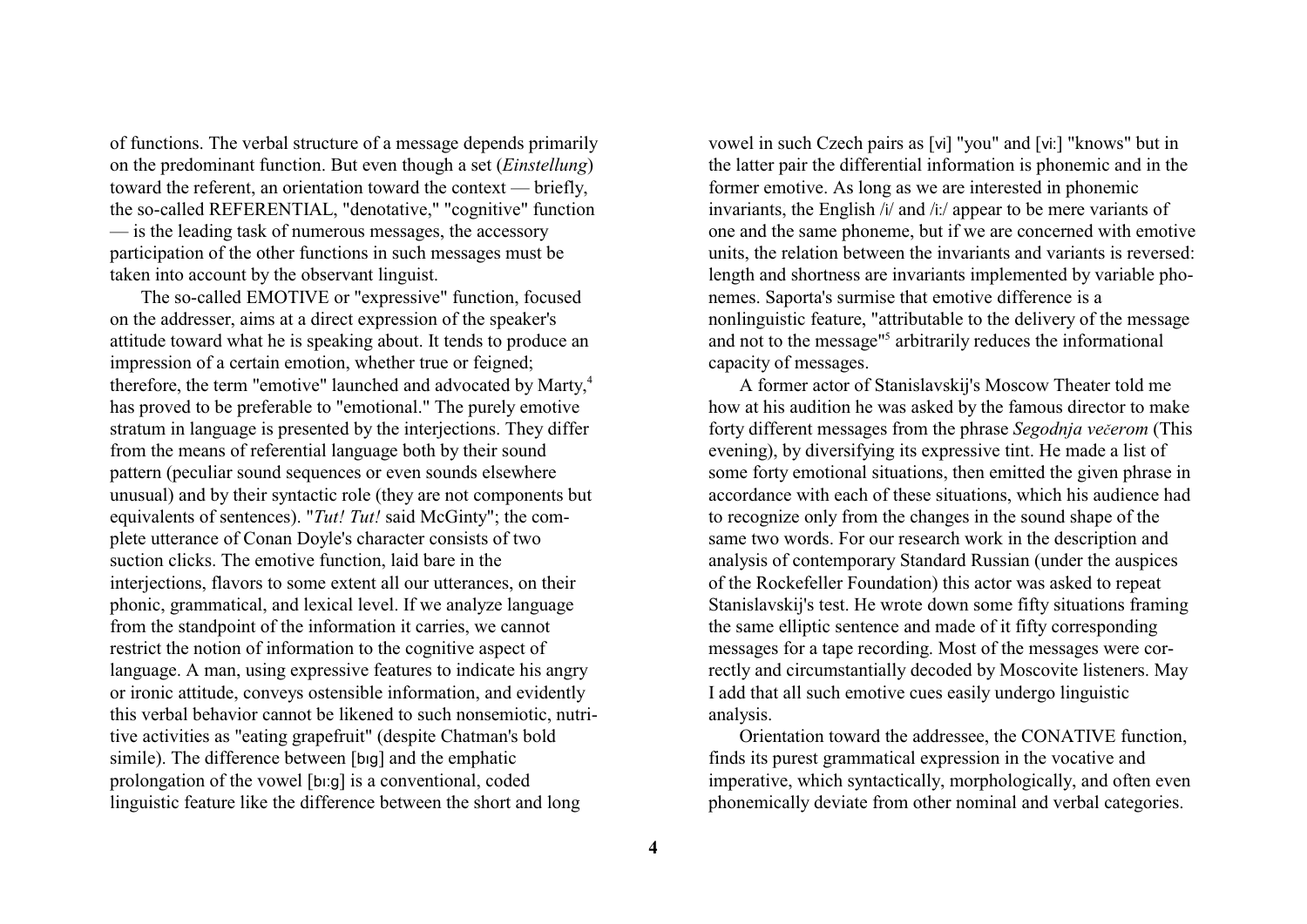of functions. The verbal structure of a message depends primarily on the predominant function. But even though a set (*Einstellung*) toward the referent, an orientation toward the context — briefly, the so-called REFERENTIAL, "denotative," "cognitive" function — is the leading task of numerous messages, the accessory participation of the other functions in such messages must be taken into account by the observant linguist.

The so-called EMOTIVE or "expressive" function, focused on the addresser, aims at a direct expression of the speaker's attitude toward what he is speaking about. It tends to produce an impression of a certain emotion, whether true or feigned; therefore, the term "emotive" launched and advocated by Marty,[4] has proved to be preferable to "emotional." The purely emotive stratum in language is presented by the interjections. They differ from the means of referential language both by their sound pattern (peculiar sound sequences or even sounds elsewhere unusual) and by their syntactic role (they are not components but equivalents of sentences). "*Tut! Tut!* said McGinty"; the complete utterance of Conan Doyle's character consists of two suction clicks. The emotive function, laid bare in the interjections, flavors to some extent all our utterances, on their phonic, grammatical, and lexical level. If we analyze language from the standpoint of the information it carries, we cannot restrict the notion of information to the cognitive aspect of language. A man, using expressive features to indicate his angry or ironic attitude, conveys ostensible information, and evidently this verbal behavior cannot be likened to such nonsemiotic, nutritive activities as "eating grapefruit" (despite Chatman's bold simile). The difference between [bɪg] and the emphatic prolongation of the vowel [bɪːg] is a conventional, coded linguistic feature like the difference between the short and long vowel in such Czech pairs as [vi] "you" and [viː] "knows" but in the latter pair the differential information is phonemic and in the former emotive. As long as we are interested in phonemic invariants, the English /i/ and /iː/ appear to be mere variants of one and the same phoneme, but if we are concerned with emotive units, the relation between the invariants and variants is reversed: length and shortness are invariants implemented by variable phonemes. Saporta's surmise that emotive difference is a nonlinguistic feature, "attributable to the delivery of the message and not to the message"[5] arbitrarily reduces the informational capacity of messages.

A former actor of Stanislavskij's Moscow Theater told me how at his audition he was asked by the famous director to make forty different messages from the phrase *Segodnja večerom* (This evening), by diversifying its expressive tint. He made a list of some forty emotional situations, then emitted the given phrase in accordance with each of these situations, which his audience had to recognize only from the changes in the sound shape of the same two words. For our research work in the description and analysis of contemporary Standard Russian (under the auspices of the Rockefeller Foundation) this actor was asked to repeat Stanislavskij's test. He wrote down some fifty situations framing the same elliptic sentence and made of it fifty corresponding messages for a tape recording. Most of the messages were correctly and circumstantially decoded by Moscovite listeners. May I add that all such emotive cues easily undergo linguistic analysis.

Orientation toward the addressee, the CONATIVE function, finds its purest grammatical expression in the vocative and imperative, which syntactically, morphologically, and often even phonemically deviate from other nominal and verbal categories.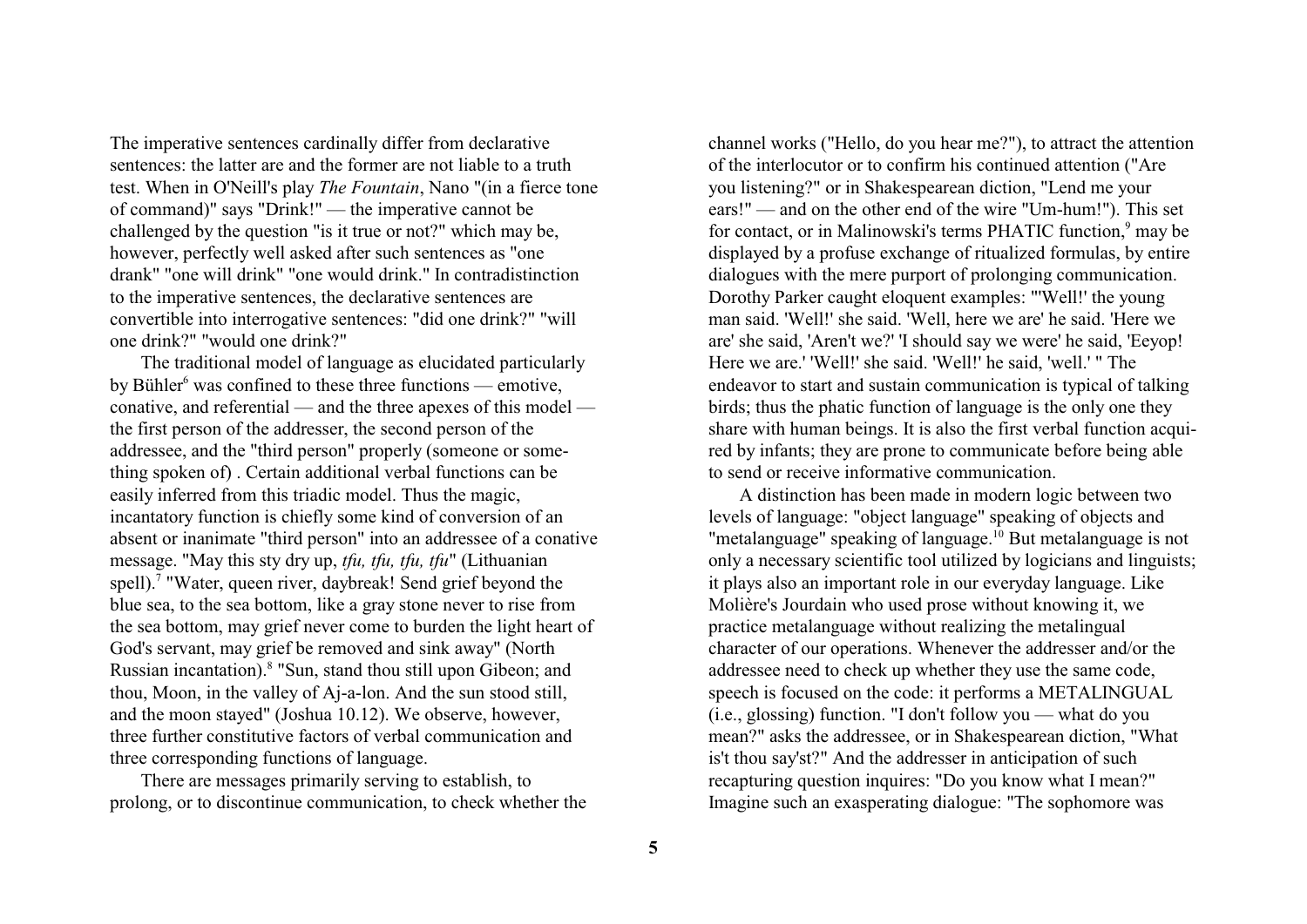The imperative sentences cardinally differ from declarative sentences: the latter are and the former are not liable to a truth test. When in O'Neill's play *The Fountain*, Nano "(in a fierce tone of command)" says "Drink!" — the imperative cannot be challenged by the question "is it true or not?" which may be, however, perfectly well asked after such sentences as "one drank" "one will drink" "one would drink." In contradistinction to the imperative sentences, the declarative sentences are convertible into interrogative sentences: "did one drink?" "will one drink?" "would one drink?"

The traditional model of language as elucidated particularly by Bühler[6] was confined to these three functions — emotive, conative, and referential — and the three apexes of this model — the first person of the addresser, the second person of the addressee, and the "third person" properly (someone or something spoken of) . Certain additional verbal functions can be easily inferred from this triadic model. Thus the magic, incantatory function is chiefly some kind of conversion of an absent or inanimate "third person" into an addressee of a conative message. "May this sty dry up, *tfu, tfu, tfu, tfu*" (Lithuanian spell).[7] "Water, queen river, daybreak! Send grief beyond the blue sea, to the sea bottom, like a gray stone never to rise from the sea bottom, may grief never come to burden the light heart of God's servant, may grief be removed and sink away" (North Russian incantation).[8] "Sun, stand thou still upon Gibeon; and thou, Moon, in the valley of Aj-a-lon. And the sun stood still, and the moon stayed" (Joshua 10.12). We observe, however, three further constitutive factors of verbal communication and three corresponding functions of language.

There are messages primarily serving to establish, to prolong, or to discontinue communication, to check whether the channel works ("Hello, do you hear me?"), to attract the attention of the interlocutor or to confirm his continued attention ("Are you listening?" or in Shakespearean diction, "Lend me your ears!" — and on the other end of the wire "Um-hum!"). This set for contact, or in Malinowski's terms PHATIC function,[9] may be displayed by a profuse exchange of ritualized formulas, by entire dialogues with the mere purport of prolonging communication. Dorothy Parker caught eloquent examples: "'Well!' the young man said. 'Well!' she said. 'Well, here we are' he said. 'Here we are' she said, 'Aren't we?' 'I should say we were' he said, 'Eeyop! Here we are.' 'Well!' she said. 'Well!' he said, 'well.' " The endeavor to start and sustain communication is typical of talking birds; thus the phatic function of language is the only one they share with human beings. It is also the first verbal function acquired by infants; they are prone to communicate before being able to send or receive informative communication.

A distinction has been made in modern logic between two levels of language: "object language" speaking of objects and "metalanguage" speaking of language.[10] But metalanguage is not only a necessary scientific tool utilized by logicians and linguists; it plays also an important role in our everyday language. Like Molière's Jourdain who used prose without knowing it, we practice metalanguage without realizing the metalingual character of our operations. Whenever the addresser and/or the addressee need to check up whether they use the same code, speech is focused on the code: it performs a METALINGUAL (i.e., glossing) function. "I don't follow you — what do you mean?" asks the addressee, or in Shakespearean diction, "What is't thou say'st?" And the addresser in anticipation of such recapturing question inquires: "Do you know what I mean?" Imagine such an exasperating dialogue: "The sophomore was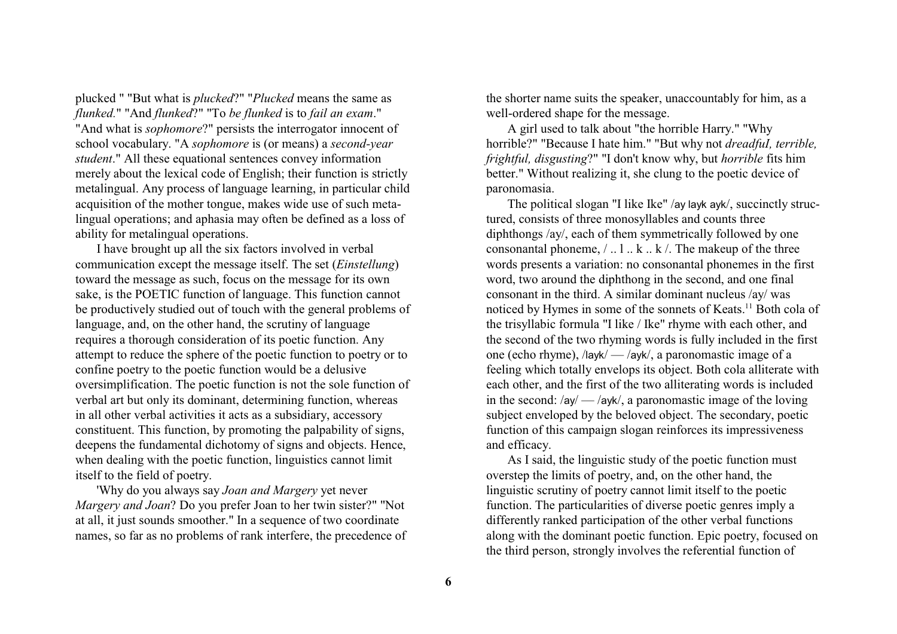plucked " "But what is *plucked*?" "*Plucked* means the same as *flunked.*" "And *flunked*?" "To *be flunked* is to *fail an exam*." "And what is *sophomore*?" persists the interrogator innocent of school vocabulary. "A *sophomore* is (or means) a *second-year student*." All these equational sentences convey information merely about the lexical code of English; their function is strictly metalingual. Any process of language learning, in particular child acquisition of the mother tongue, makes wide use of such metalingual operations; and aphasia may often be defined as a loss of ability for metalingual operations.

I have brought up all the six factors involved in verbal communication except the message itself. The set (*Einstellung*) toward the message as such, focus on the message for its own sake, is the POETIC function of language. This function cannot be productively studied out of touch with the general problems of language, and, on the other hand, the scrutiny of language requires a thorough consideration of its poetic function. Any attempt to reduce the sphere of the poetic function to poetry or to confine poetry to the poetic function would be a delusive oversimplification. The poetic function is not the sole function of verbal art but only its dominant, determining function, whereas in all other verbal activities it acts as a subsidiary, accessory constituent. This function, by promoting the palpability of signs, deepens the fundamental dichotomy of signs and objects. Hence, when dealing with the poetic function, linguistics cannot limit itself to the field of poetry.

'Why do you always say *Joan and Margery* yet never *Margery and Joan*? Do you prefer Joan to her twin sister?" "Not at all, it just sounds smoother." In a sequence of two coordinate names, so far as no problems of rank interfere, the precedence of the shorter name suits the speaker, unaccountably for him, as a well-ordered shape for the message.

A girl used to talk about "the horrible Harry." "Why horrible?" "Because I hate him." "But why not *dreadful, terrible, frightful, disgusting*?" "I don't know why, but *horrible* fits him better." Without realizing it, she clung to the poetic device of paronomasia.

The political slogan "I like Ike" /ay layk ayk/, succinctly structured, consists of three monosyllables and counts three diphthongs /ay/, each of them symmetrically followed by one consonantal phoneme, / .. l .. k .. k /. The makeup of the three words presents a variation: no consonantal phonemes in the first word, two around the diphthong in the second, and one final consonant in the third. A similar dominant nucleus /ay/ was noticed by Hymes in some of the sonnets of Keats.[11] Both cola of the trisyllabic formula "I like / Ike" rhyme with each other, and the second of the two rhyming words is fully included in the first one (echo rhyme), /layk/ — /ayk/, a paronomastic image of a feeling which totally envelops its object. Both cola alliterate with each other, and the first of the two alliterating words is included in the second: /ay/ — /ayk/, a paronomastic image of the loving subject enveloped by the beloved object. The secondary, poetic function of this campaign slogan reinforces its impressiveness and efficacy.

As I said, the linguistic study of the poetic function must overstep the limits of poetry, and, on the other hand, the linguistic scrutiny of poetry cannot limit itself to the poetic function. The particularities of diverse poetic genres imply a differently ranked participation of the other verbal functions along with the dominant poetic function. Epic poetry, focused on the third person, strongly involves the referential function of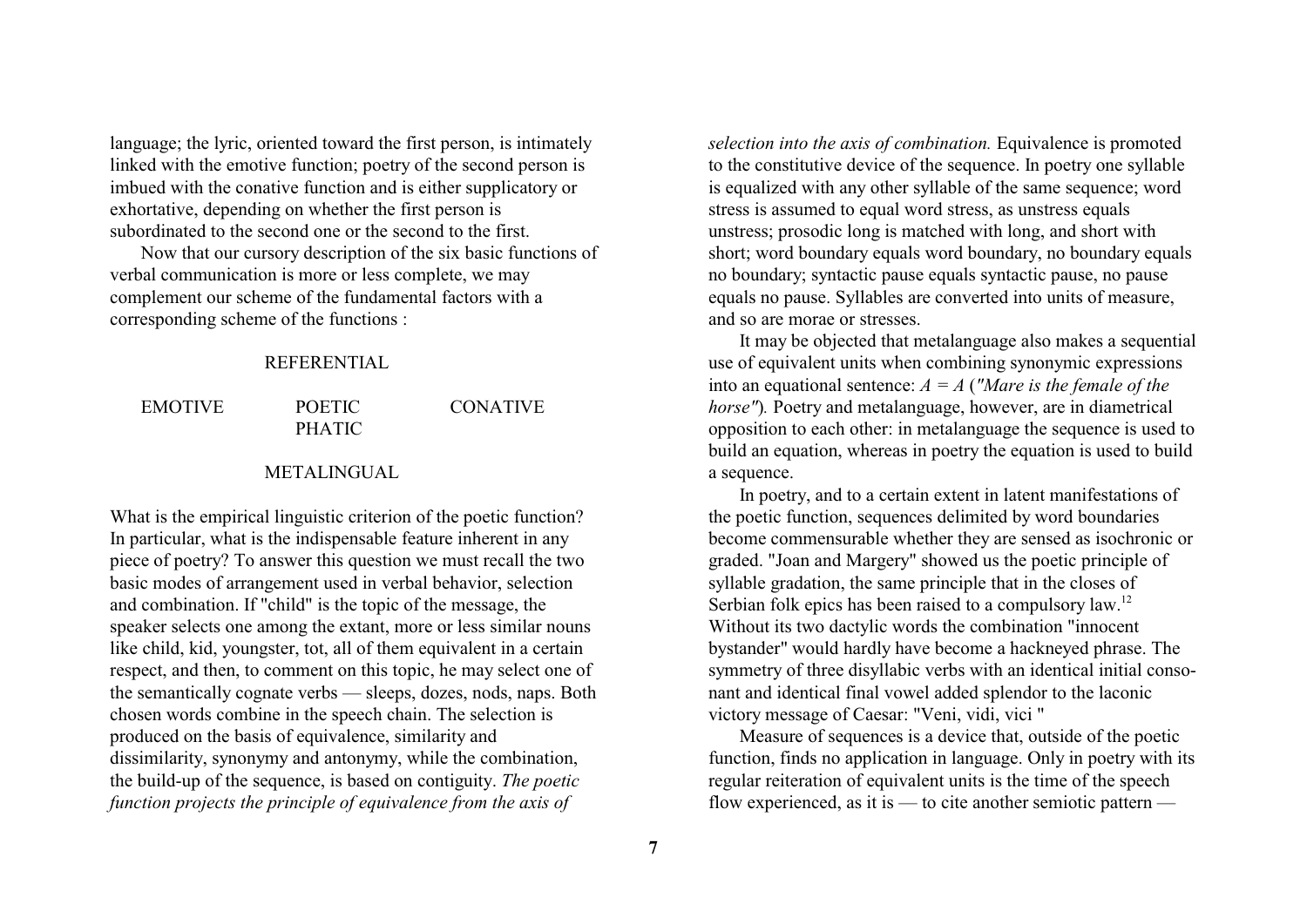language; the lyric, oriented toward the first person, is intimately linked with the emotive function; poetry of the second person is imbued with the conative function and is either supplicatory or exhortative, depending on whether the first person is subordinated to the second one or the second to the first.

Now that our cursory description of the six basic functions of verbal communication is more or less complete, we may complement our scheme of the fundamental factors with a corresponding scheme of the functions :

REFERENTIAL

EMOTIVE    POETIC    CONATIVE
PHATIC

METALINGUAL

What is the empirical linguistic criterion of the poetic function? In particular, what is the indispensable feature inherent in any piece of poetry? To answer this question we must recall the two basic modes of arrangement used in verbal behavior, selection and combination. If "child" is the topic of the message, the speaker selects one among the extant, more or less similar nouns like child, kid, youngster, tot, all of them equivalent in a certain respect, and then, to comment on this topic, he may select one of the semantically cognate verbs — sleeps, dozes, nods, naps. Both chosen words combine in the speech chain. The selection is produced on the basis of equivalence, similarity and dissimilarity, synonymy and antonymy, while the combination, the build-up of the sequence, is based on contiguity. *The poetic function projects the principle of equivalence from the axis of selection into the axis of combination.* Equivalence is promoted to the constitutive device of the sequence. In poetry one syllable is equalized with any other syllable of the same sequence; word stress is assumed to equal word stress, as unstress equals unstress; prosodic long is matched with long, and short with short; word boundary equals word boundary, no boundary equals no boundary; syntactic pause equals syntactic pause, no pause equals no pause. Syllables are converted into units of measure, and so are morae or stresses.

It may be objected that metalanguage also makes a sequential use of equivalent units when combining synonymic expressions into an equational sentence: *A = A* (*"Mare is the female of the horse"*). Poetry and metalanguage, however, are in diametrical opposition to each other: in metalanguage the sequence is used to build an equation, whereas in poetry the equation is used to build a sequence.

In poetry, and to a certain extent in latent manifestations of the poetic function, sequences delimited by word boundaries become commensurable whether they are sensed as isochronic or graded. "Joan and Margery" showed us the poetic principle of syllable gradation, the same principle that in the closes of Serbian folk epics has been raised to a compulsory law.[12] Without its two dactylic words the combination "innocent bystander" would hardly have become a hackneyed phrase. The symmetry of three disyllabic verbs with an identical initial consonant and identical final vowel added splendor to the laconic victory message of Caesar: "Veni, vidi, vici "

Measure of sequences is a device that, outside of the poetic function, finds no application in language. Only in poetry with its regular reiteration of equivalent units is the time of the speech flow experienced, as it is — to cite another semiotic pattern —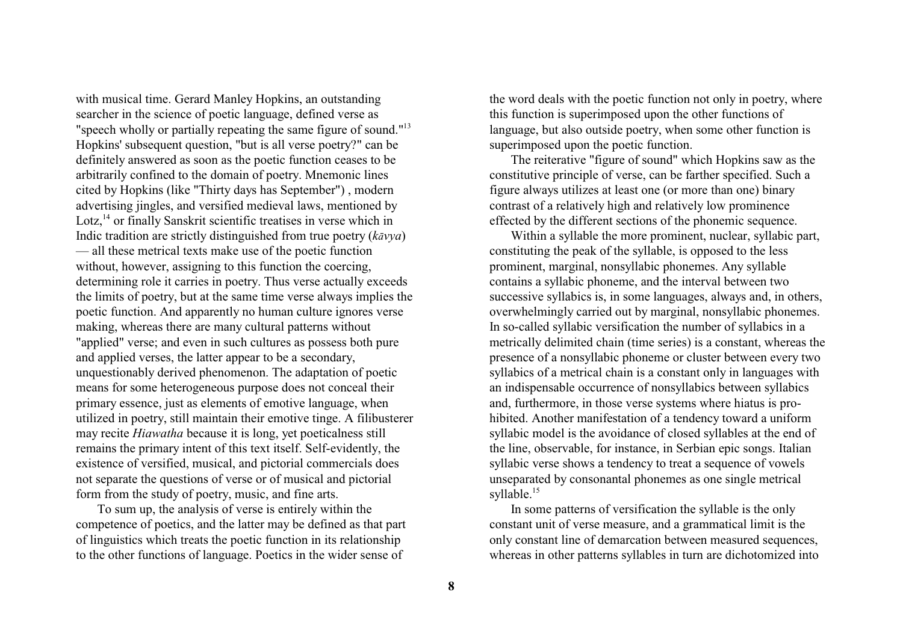with musical time. Gerard Manley Hopkins, an outstanding searcher in the science of poetic language, defined verse as "speech wholly or partially repeating the same figure of sound."[13] Hopkins' subsequent question, "but is all verse poetry?" can be definitely answered as soon as the poetic function ceases to be arbitrarily confined to the domain of poetry. Mnemonic lines cited by Hopkins (like "Thirty days has September") , modern advertising jingles, and versified medieval laws, mentioned by Lotz,[14] or finally Sanskrit scientific treatises in verse which in Indic tradition are strictly distinguished from true poetry (*kāvya*) — all these metrical texts make use of the poetic function without, however, assigning to this function the coercing, determining role it carries in poetry. Thus verse actually exceeds the limits of poetry, but at the same time verse always implies the poetic function. And apparently no human culture ignores verse making, whereas there are many cultural patterns without "applied" verse; and even in such cultures as possess both pure and applied verses, the latter appear to be a secondary, unquestionably derived phenomenon. The adaptation of poetic means for some heterogeneous purpose does not conceal their primary essence, just as elements of emotive language, when utilized in poetry, still maintain their emotive tinge. A filibusterer may recite *Hiawatha* because it is long, yet poeticalness still remains the primary intent of this text itself. Self-evidently, the existence of versified, musical, and pictorial commercials does not separate the questions of verse or of musical and pictorial form from the study of poetry, music, and fine arts.

To sum up, the analysis of verse is entirely within the competence of poetics, and the latter may be defined as that part of linguistics which treats the poetic function in its relationship to the other functions of language. Poetics in the wider sense of the word deals with the poetic function not only in poetry, where this function is superimposed upon the other functions of language, but also outside poetry, when some other function is superimposed upon the poetic function.

The reiterative "figure of sound" which Hopkins saw as the constitutive principle of verse, can be farther specified. Such a figure always utilizes at least one (or more than one) binary contrast of a relatively high and relatively low prominence effected by the different sections of the phonemic sequence.

Within a syllable the more prominent, nuclear, syllabic part, constituting the peak of the syllable, is opposed to the less prominent, marginal, nonsyllabic phonemes. Any syllable contains a syllabic phoneme, and the interval between two successive syllabics is, in some languages, always and, in others, overwhelmingly carried out by marginal, nonsyllabic phonemes. In so-called syllabic versification the number of syllabics in a metrically delimited chain (time series) is a constant, whereas the presence of a nonsyllabic phoneme or cluster between every two syllabics of a metrical chain is a constant only in languages with an indispensable occurrence of nonsyllabics between syllabics and, furthermore, in those verse systems where hiatus is prohibited. Another manifestation of a tendency toward a uniform syllabic model is the avoidance of closed syllables at the end of the line, observable, for instance, in Serbian epic songs. Italian syllabic verse shows a tendency to treat a sequence of vowels unseparated by consonantal phonemes as one single metrical syllable.[15]

In some patterns of versification the syllable is the only constant unit of verse measure, and a grammatical limit is the only constant line of demarcation between measured sequences, whereas in other patterns syllables in turn are dichotomized into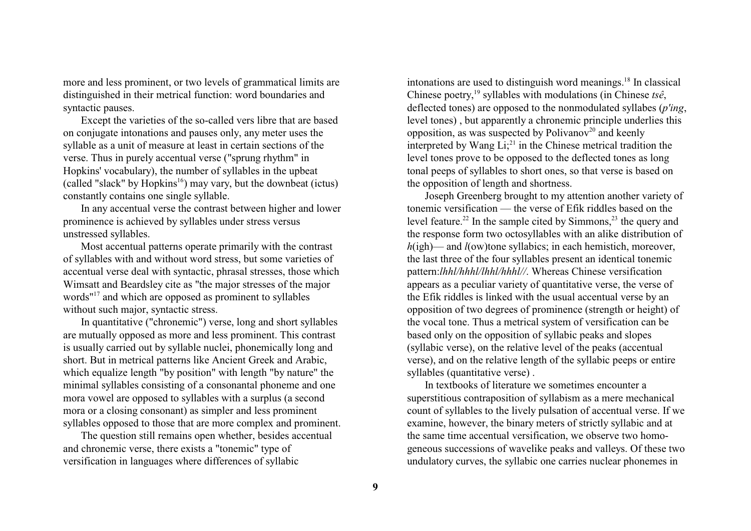more and less prominent, or two levels of grammatical limits are distinguished in their metrical function: word boundaries and syntactic pauses.

Except the varieties of the so-called vers libre that are based on conjugate intonations and pauses only, any meter uses the syllable as a unit of measure at least in certain sections of the verse. Thus in purely accentual verse ("sprung rhythm" in Hopkins' vocabulary), the number of syllables in the upbeat (called "slack" by Hopkins[16]) may vary, but the downbeat (ictus) constantly contains one single syllable.

In any accentual verse the contrast between higher and lower prominence is achieved by syllables under stress versus unstressed syllables.

Most accentual patterns operate primarily with the contrast of syllables with and without word stress, but some varieties of accentual verse deal with syntactic, phrasal stresses, those which Wimsatt and Beardsley cite as "the major stresses of the major words"[17] and which are opposed as prominent to syllables without such major, syntactic stress.

In quantitative ("chronemic") verse, long and short syllables are mutually opposed as more and less prominent. This contrast is usually carried out by syllable nuclei, phonemically long and short. But in metrical patterns like Ancient Greek and Arabic, which equalize length "by position" with length "by nature" the minimal syllables consisting of a consonantal phoneme and one mora vowel are opposed to syllables with a surplus (a second mora or a closing consonant) as simpler and less prominent syllables opposed to those that are more complex and prominent.

The question still remains open whether, besides accentual and chronemic verse, there exists a "tonemic" type of versification in languages where differences of syllabic intonations are used to distinguish word meanings.[18] In classical Chinese poetry,[19] syllables with modulations (in Chinese *tsê*, deflected tones) are opposed to the nonmodulated syllabes (*p'ing*, level tones) , but apparently a chronemic principle underlies this opposition, as was suspected by Polivanov[20] and keenly interpreted by Wang Li;[21] in the Chinese metrical tradition the level tones prove to be opposed to the deflected tones as long tonal peeps of syllables to short ones, so that verse is based on the opposition of length and shortness.

Joseph Greenberg brought to my attention another variety of tonemic versification — the verse of Efik riddles based on the level feature.[22] In the sample cited by Simmons,[23] the query and the response form two octosyllables with an alike distribution of *h*(igh)— and *l*(ow)tone syllabics; in each hemistich, moreover, the last three of the four syllables present an identical tonemic pattern:*lhhl/hhhl/lhhl/hhhl//*. Whereas Chinese versification appears as a peculiar variety of quantitative verse, the verse of the Efik riddles is linked with the usual accentual verse by an opposition of two degrees of prominence (strength or height) of the vocal tone. Thus a metrical system of versification can be based only on the opposition of syllabic peaks and slopes (syllabic verse), on the relative level of the peaks (accentual verse), and on the relative length of the syllabic peeps or entire syllables (quantitative verse) .

In textbooks of literature we sometimes encounter a superstitious contraposition of syllabism as a mere mechanical count of syllables to the lively pulsation of accentual verse. If we examine, however, the binary meters of strictly syllabic and at the same time accentual versification, we observe two homogeneous successions of wavelike peaks and valleys. Of these two undulatory curves, the syllabic one carries nuclear phonemes in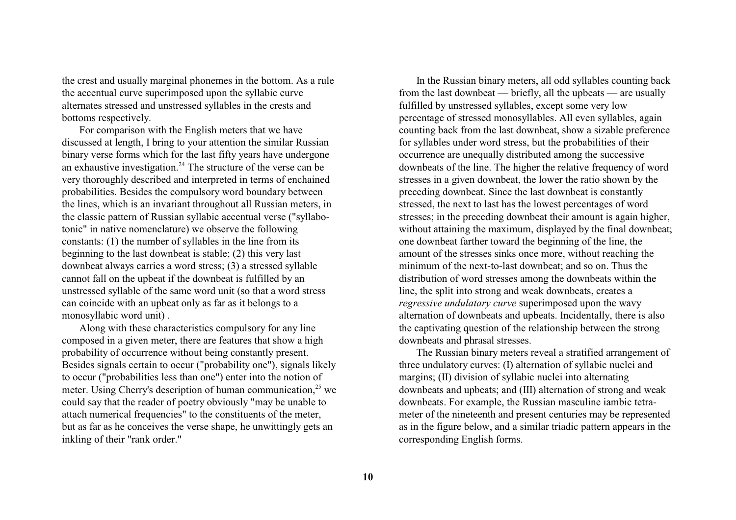the crest and usually marginal phonemes in the bottom. As a rule the accentual curve superimposed upon the syllabic curve alternates stressed and unstressed syllables in the crests and bottoms respectively.

For comparison with the English meters that we have discussed at length, I bring to your attention the similar Russian binary verse forms which for the last fifty years have undergone an exhaustive investigation.[24] The structure of the verse can be very thoroughly described and interpreted in terms of enchained probabilities. Besides the compulsory word boundary between the lines, which is an invariant throughout all Russian meters, in the classic pattern of Russian syllabic accentual verse ("syllabo-tonic" in native nomenclature) we observe the following constants: (1) the number of syllables in the line from its beginning to the last downbeat is stable; (2) this very last downbeat always carries a word stress; (3) a stressed syllable cannot fall on the upbeat if the downbeat is fulfilled by an unstressed syllable of the same word unit (so that a word stress can coincide with an upbeat only as far as it belongs to a monosyllabic word unit) .

Along with these characteristics compulsory for any line composed in a given meter, there are features that show a high probability of occurrence without being constantly present. Besides signals certain to occur ("probability one"), signals likely to occur ("probabilities less than one") enter into the notion of meter. Using Cherry's description of human communication,[25] we could say that the reader of poetry obviously "may be unable to attach numerical frequencies" to the constituents of the meter, but as far as he conceives the verse shape, he unwittingly gets an inkling of their "rank order."

In the Russian binary meters, all odd syllables counting back from the last downbeat — briefly, all the upbeats — are usually fulfilled by unstressed syllables, except some very low percentage of stressed monosyllables. All even syllables, again counting back from the last downbeat, show a sizable preference for syllables under word stress, but the probabilities of their occurrence are unequally distributed among the successive downbeats of the line. The higher the relative frequency of word stresses in a given downbeat, the lower the ratio shown by the preceding downbeat. Since the last downbeat is constantly stressed, the next to last has the lowest percentages of word stresses; in the preceding downbeat their amount is again higher, without attaining the maximum, displayed by the final downbeat; one downbeat farther toward the beginning of the line, the amount of the stresses sinks once more, without reaching the minimum of the next-to-last downbeat; and so on. Thus the distribution of word stresses among the downbeats within the line, the split into strong and weak downbeats, creates a *regressive undulatary curve* superimposed upon the wavy alternation of downbeats and upbeats. Incidentally, there is also the captivating question of the relationship between the strong downbeats and phrasal stresses.

The Russian binary meters reveal a stratified arrangement of three undulatory curves: (I) alternation of syllabic nuclei and margins; (II) division of syllabic nuclei into alternating downbeats and upbeats; and (III) alternation of strong and weak downbeats. For example, the Russian masculine iambic tetrameter of the nineteenth and present centuries may be represented as in the figure below, and a similar triadic pattern appears in the corresponding English forms.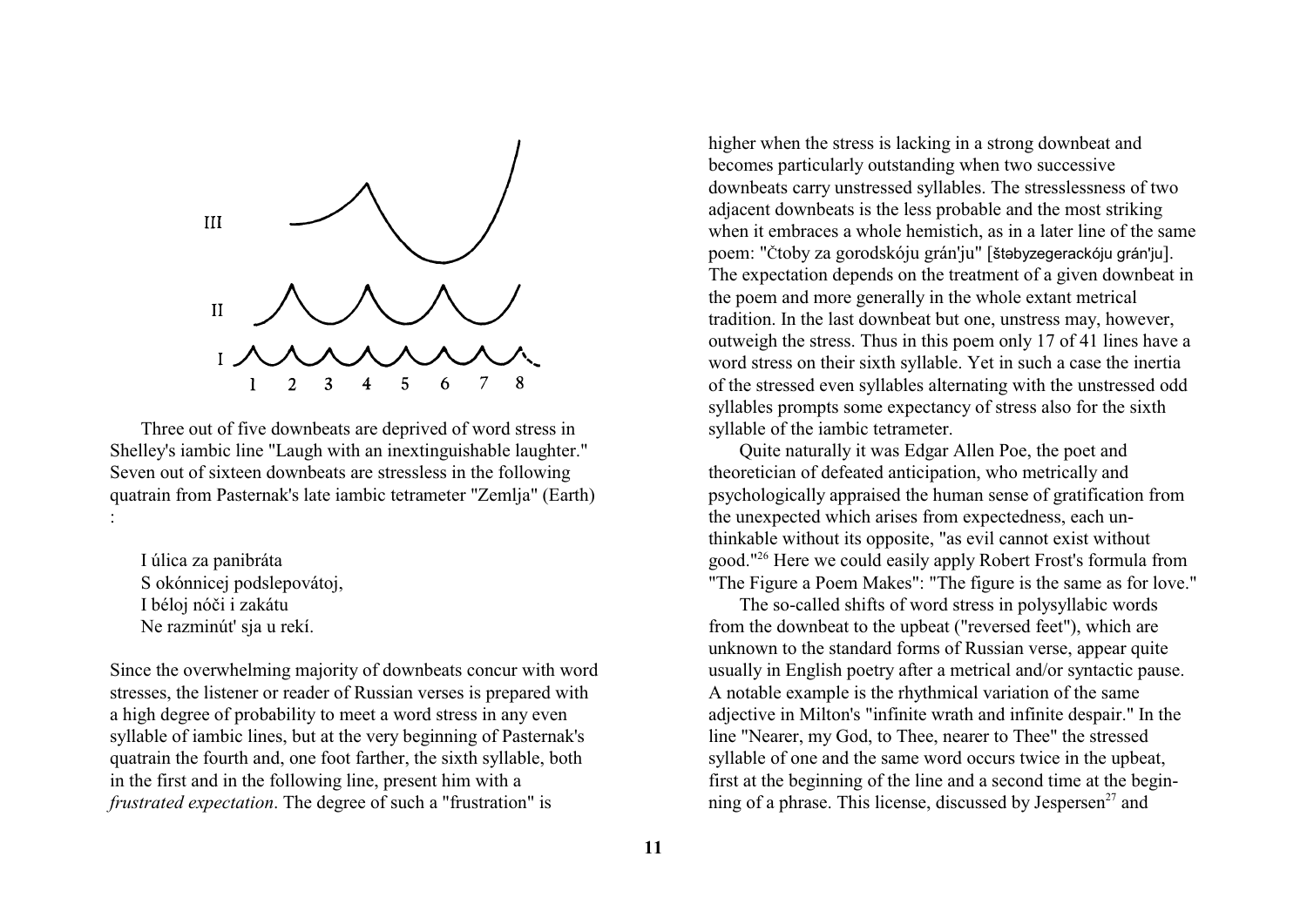III

II

I

1 2 3 4 5 6 7 8

Three out of five downbeats are deprived of word stress in Shelley's iambic line "Laugh with an inextinguishable laughter." Seven out of sixteen downbeats are stressless in the following quatrain from Pasternak's late iambic tetrameter "Zemlja" (Earth) :

I úlica za panibráta  
S okónnicej podslepovátoj,  
I béloj nóči i zakátu  
Ne razminút' sja u rekí.

Since the overwhelming majority of downbeats concur with word stresses, the listener or reader of Russian verses is prepared with a high degree of probability to meet a word stress in any even syllable of iambic lines, but at the very beginning of Pasternak's quatrain the fourth and, one foot farther, the sixth syllable, both in the first and in the following line, present him with a *frustrated expectation*. The degree of such a "frustration" is higher when the stress is lacking in a strong downbeat and becomes particularly outstanding when two successive downbeats carry unstressed syllables. The stresslessness of two adjacent downbeats is the less probable and the most striking when it embraces a whole hemistich, as in a later line of the same poem: "Čtoby za gorodskóju grán'ju" [štəbyzegerackóju grán'ju]. The expectation depends on the treatment of a given downbeat in the poem and more generally in the whole extant metrical tradition. In the last downbeat but one, unstress may, however, outweigh the stress. Thus in this poem only 17 of 41 lines have a word stress on their sixth syllable. Yet in such a case the inertia of the stressed even syllables alternating with the unstressed odd syllables prompts some expectancy of stress also for the sixth syllable of the iambic tetrameter.

Quite naturally it was Edgar Allen Poe, the poet and theoretician of defeated anticipation, who metrically and psychologically appraised the human sense of gratification from the unexpected which arises from expectedness, each unthinkable without its opposite, "as evil cannot exist without good."[26] Here we could easily apply Robert Frost's formula from "The Figure a Poem Makes": "The figure is the same as for love."

The so-called shifts of word stress in polysyllabic words from the downbeat to the upbeat ("reversed feet"), which are unknown to the standard forms of Russian verse, appear quite usually in English poetry after a metrical and/or syntactic pause. A notable example is the rhythmical variation of the same adjective in Milton's "infinite wrath and infinite despair." In the line "Nearer, my God, to Thee, nearer to Thee" the stressed syllable of one and the same word occurs twice in the upbeat, first at the beginning of the line and a second time at the beginning of a phrase. This license, discussed by Jespersen[27] and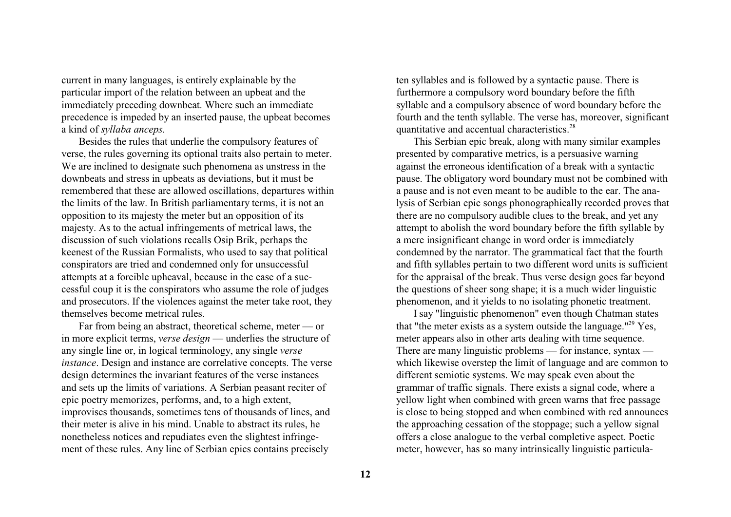current in many languages, is entirely explainable by the particular import of the relation between an upbeat and the immediately preceding downbeat. Where such an immediate precedence is impeded by an inserted pause, the upbeat becomes a kind of *syllaba anceps.*

Besides the rules that underlie the compulsory features of verse, the rules governing its optional traits also pertain to meter. We are inclined to designate such phenomena as unstress in the downbeats and stress in upbeats as deviations, but it must be remembered that these are allowed oscillations, departures within the limits of the law. In British parliamentary terms, it is not an opposition to its majesty the meter but an opposition of its majesty. As to the actual infringements of metrical laws, the discussion of such violations recalls Osip Brik, perhaps the keenest of the Russian Formalists, who used to say that political conspirators are tried and condemned only for unsuccessful attempts at a forcible upheaval, because in the case of a successful coup it is the conspirators who assume the role of judges and prosecutors. If the violences against the meter take root, they themselves become metrical rules.

Far from being an abstract, theoretical scheme, meter — or in more explicit terms, *verse design* — underlies the structure of any single line or, in logical terminology, any single *verse instance*. Design and instance are correlative concepts. The verse design determines the invariant features of the verse instances and sets up the limits of variations. A Serbian peasant reciter of epic poetry memorizes, performs, and, to a high extent, improvises thousands, sometimes tens of thousands of lines, and their meter is alive in his mind. Unable to abstract its rules, he nonetheless notices and repudiates even the slightest infringement of these rules. Any line of Serbian epics contains precisely ten syllables and is followed by a syntactic pause. There is furthermore a compulsory word boundary before the fifth syllable and a compulsory absence of word boundary before the fourth and the tenth syllable. The verse has, moreover, significant quantitative and accentual characteristics.[28]

This Serbian epic break, along with many similar examples presented by comparative metrics, is a persuasive warning against the erroneous identification of a break with a syntactic pause. The obligatory word boundary must not be combined with a pause and is not even meant to be audible to the ear. The analysis of Serbian epic songs phonographically recorded proves that there are no compulsory audible clues to the break, and yet any attempt to abolish the word boundary before the fifth syllable by a mere insignificant change in word order is immediately condemned by the narrator. The grammatical fact that the fourth and fifth syllables pertain to two different word units is sufficient for the appraisal of the break. Thus verse design goes far beyond the questions of sheer song shape; it is a much wider linguistic phenomenon, and it yields to no isolating phonetic treatment.

I say "linguistic phenomenon" even though Chatman states that "the meter exists as a system outside the language."[29] Yes, meter appears also in other arts dealing with time sequence. There are many linguistic problems — for instance, syntax — which likewise overstep the limit of language and are common to different semiotic systems. We may speak even about the grammar of traffic signals. There exists a signal code, where a yellow light when combined with green warns that free passage is close to being stopped and when combined with red announces the approaching cessation of the stoppage; such a yellow signal offers a close analogue to the verbal completive aspect. Poetic meter, however, has so many intrinsically linguistic particula-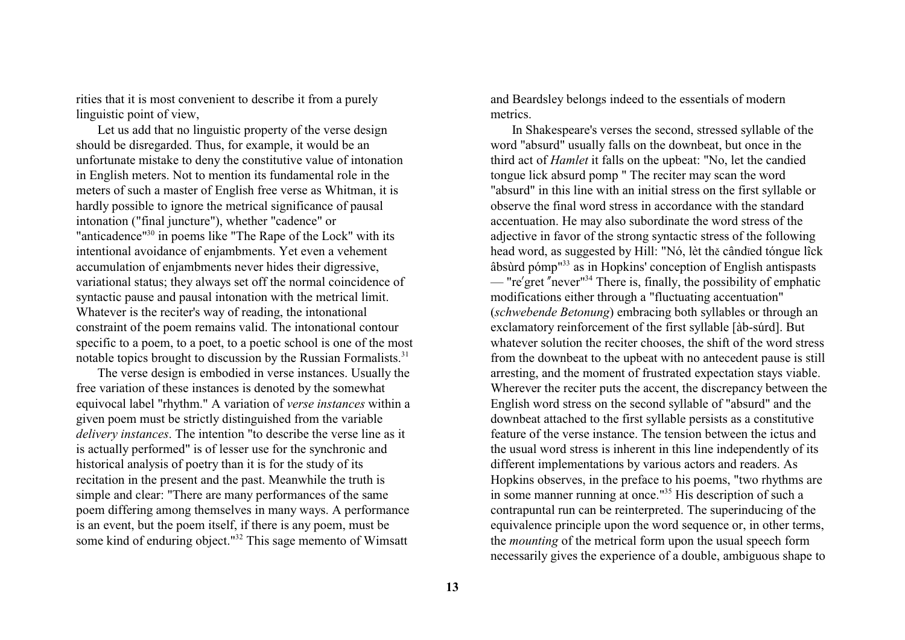rities that it is most convenient to describe it from a purely linguistic point of view,

Let us add that no linguistic property of the verse design should be disregarded. Thus, for example, it would be an unfortunate mistake to deny the constitutive value of intonation in English meters. Not to mention its fundamental role in the meters of such a master of English free verse as Whitman, it is hardly possible to ignore the metrical significance of pausal intonation ("final juncture"), whether "cadence" or "anticadence"[30] in poems like "The Rape of the Lock" with its intentional avoidance of enjambments. Yet even a vehement accumulation of enjambments never hides their digressive, variational status; they always set off the normal coincidence of syntactic pause and pausal intonation with the metrical limit. Whatever is the reciter's way of reading, the intonational constraint of the poem remains valid. The intonational contour specific to a poem, to a poet, to a poetic school is one of the most notable topics brought to discussion by the Russian Formalists.[31]

The verse design is embodied in verse instances. Usually the free variation of these instances is denoted by the somewhat equivocal label "rhythm." A variation of *verse instances* within a given poem must be strictly distinguished from the variable *delivery instances*. The intention "to describe the verse line as it is actually performed" is of lesser use for the synchronic and historical analysis of poetry than it is for the study of its recitation in the present and the past. Meanwhile the truth is simple and clear: "There are many performances of the same poem differing among themselves in many ways. A performance is an event, but the poem itself, if there is any poem, must be some kind of enduring object."[32] This sage memento of Wimsatt and Beardsley belongs indeed to the essentials of modern metrics.

In Shakespeare's verses the second, stressed syllable of the word "absurd" usually falls on the downbeat, but once in the third act of *Hamlet* it falls on the upbeat: "No, let the candied tongue lick absurd pomp " The reciter may scan the word "absurd" in this line with an initial stress on the first syllable or observe the final word stress in accordance with the standard accentuation. He may also subordinate the word stress of the adjective in favor of the strong syntactic stress of the following head word, as suggested by Hill: "Nó, lèt thĕ cândĭed tóngue lîck âbsùrd pómp"[33] as in Hopkins' conception of English antispasts — "re′gret″never"[34] There is, finally, the possibility of emphatic modifications either through a "fluctuating accentuation" (*schwebende Betonung*) embracing both syllables or through an exclamatory reinforcement of the first syllable [àb-súrd]. But whatever solution the reciter chooses, the shift of the word stress from the downbeat to the upbeat with no antecedent pause is still arresting, and the moment of frustrated expectation stays viable. Wherever the reciter puts the accent, the discrepancy between the English word stress on the second syllable of "absurd" and the downbeat attached to the first syllable persists as a constitutive feature of the verse instance. The tension between the ictus and the usual word stress is inherent in this line independently of its different implementations by various actors and readers. As Hopkins observes, in the preface to his poems, "two rhythms are in some manner running at once."[35] His description of such a contrapuntal run can be reinterpreted. The superinducing of the equivalence principle upon the word sequence or, in other terms, the *mounting* of the metrical form upon the usual speech form necessarily gives the experience of a double, ambiguous shape to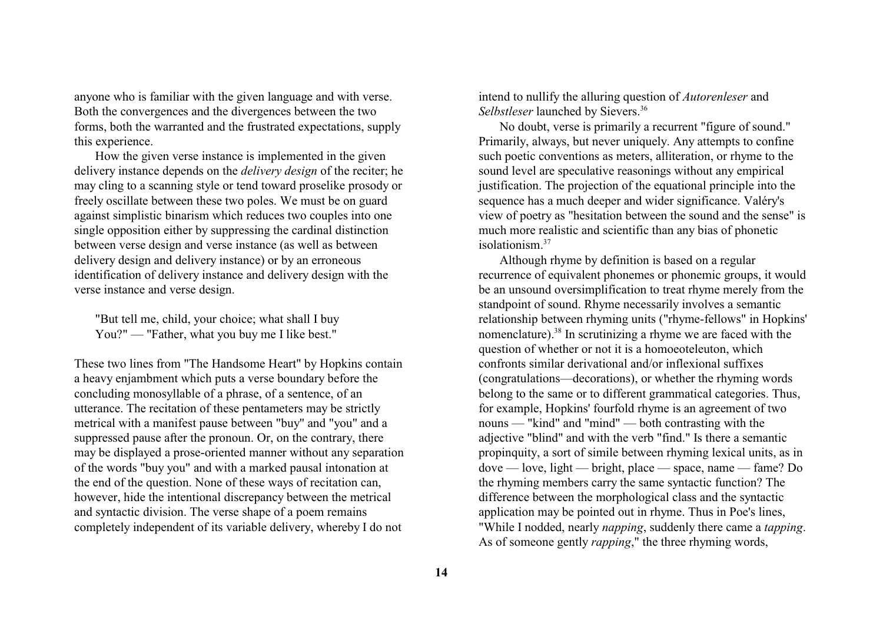anyone who is familiar with the given language and with verse. Both the convergences and the divergences between the two forms, both the warranted and the frustrated expectations, supply this experience.

How the given verse instance is implemented in the given delivery instance depends on the *delivery design* of the reciter; he may cling to a scanning style or tend toward proselike prosody or freely oscillate between these two poles. We must be on guard against simplistic binarism which reduces two couples into one single opposition either by suppressing the cardinal distinction between verse design and verse instance (as well as between delivery design and delivery instance) or by an erroneous identification of delivery instance and delivery design with the verse instance and verse design.

> "But tell me, child, your choice; what shall I buy
> You?" — "Father, what you buy me I like best."

These two lines from "The Handsome Heart" by Hopkins contain a heavy enjambment which puts a verse boundary before the concluding monosyllable of a phrase, of a sentence, of an utterance. The recitation of these pentameters may be strictly metrical with a manifest pause between "buy" and "you" and a suppressed pause after the pronoun. Or, on the contrary, there may be displayed a prose-oriented manner without any separation of the words "buy you" and with a marked pausal intonation at the end of the question. None of these ways of recitation can, however, hide the intentional discrepancy between the metrical and syntactic division. The verse shape of a poem remains completely independent of its variable delivery, whereby I do not intend to nullify the alluring question of *Autorenleser* and *Selbstleser* launched by Sievers.[36]

No doubt, verse is primarily a recurrent "figure of sound." Primarily, always, but never uniquely. Any attempts to confine such poetic conventions as meters, alliteration, or rhyme to the sound level are speculative reasonings without any empirical justification. The projection of the equational principle into the sequence has a much deeper and wider significance. Valéry's view of poetry as "hesitation between the sound and the sense" is much more realistic and scientific than any bias of phonetic isolationism.[37]

Although rhyme by definition is based on a regular recurrence of equivalent phonemes or phonemic groups, it would be an unsound oversimplification to treat rhyme merely from the standpoint of sound. Rhyme necessarily involves a semantic relationship between rhyming units ("rhyme-fellows" in Hopkins' nomenclature).[38] In scrutinizing a rhyme we are faced with the question of whether or not it is a homoeoteleuton, which confronts similar derivational and/or inflexional suffixes (congratulations—decorations), or whether the rhyming words belong to the same or to different grammatical categories. Thus, for example, Hopkins' fourfold rhyme is an agreement of two nouns — "kind" and "mind" — both contrasting with the adjective "blind" and with the verb "find." Is there a semantic propinquity, a sort of simile between rhyming lexical units, as in dove — love, light — bright, place — space, name — fame? Do the rhyming members carry the same syntactic function? The difference between the morphological class and the syntactic application may be pointed out in rhyme. Thus in Poe's lines, "While I nodded, nearly *napping*, suddenly there came a *tapping*. As of someone gently *rapping*," the three rhyming words,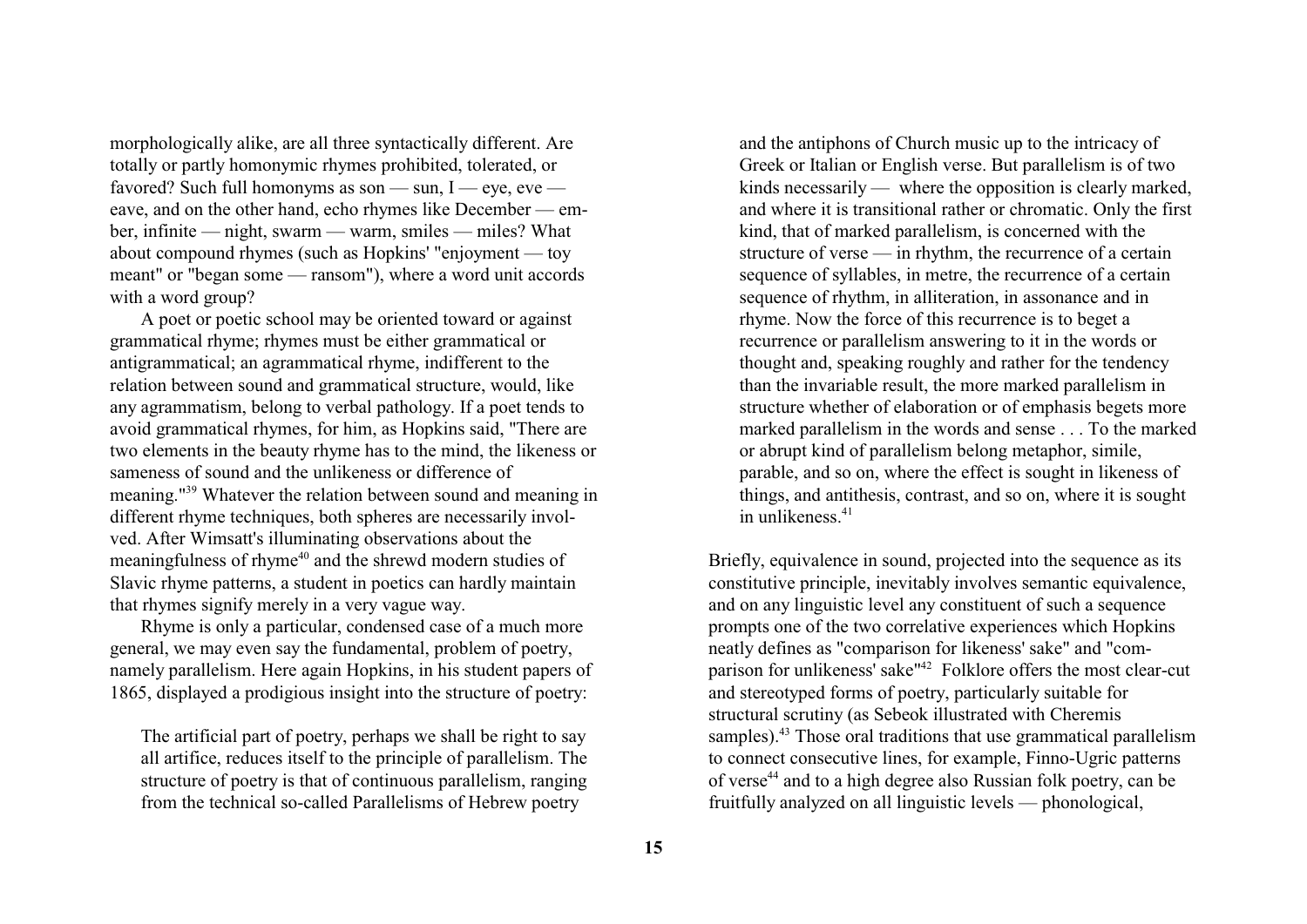morphologically alike, are all three syntactically different. Are totally or partly homonymic rhymes prohibited, tolerated, or favored? Such full homonyms as son — sun, I — eye, eve — eave, and on the other hand, echo rhymes like December — ember, infinite — night, swarm — warm, smiles — miles? What about compound rhymes (such as Hopkins' "enjoyment — toy meant" or "began some — ransom"), where a word unit accords with a word group?

A poet or poetic school may be oriented toward or against grammatical rhyme; rhymes must be either grammatical or antigrammatical; an agrammatical rhyme, indifferent to the relation between sound and grammatical structure, would, like any agrammatism, belong to verbal pathology. If a poet tends to avoid grammatical rhymes, for him, as Hopkins said, "There are two elements in the beauty rhyme has to the mind, the likeness or sameness of sound and the unlikeness or difference of meaning."[39] Whatever the relation between sound and meaning in different rhyme techniques, both spheres are necessarily involved. After Wimsatt's illuminating observations about the meaningfulness of rhyme[40] and the shrewd modern studies of Slavic rhyme patterns, a student in poetics can hardly maintain that rhymes signify merely in a very vague way.

Rhyme is only a particular, condensed case of a much more general, we may even say the fundamental, problem of poetry, namely parallelism. Here again Hopkins, in his student papers of 1865, displayed a prodigious insight into the structure of poetry:

> The artificial part of poetry, perhaps we shall be right to say all artifice, reduces itself to the principle of parallelism. The structure of poetry is that of continuous parallelism, ranging from the technical so-called Parallelisms of Hebrew poetry and the antiphons of Church music up to the intricacy of Greek or Italian or English verse. But parallelism is of two kinds necessarily — where the opposition is clearly marked, and where it is transitional rather or chromatic. Only the first kind, that of marked parallelism, is concerned with the structure of verse — in rhythm, the recurrence of a certain sequence of syllables, in metre, the recurrence of a certain sequence of rhythm, in alliteration, in assonance and in rhyme. Now the force of this recurrence is to beget a recurrence or parallelism answering to it in the words or thought and, speaking roughly and rather for the tendency than the invariable result, the more marked parallelism in structure whether of elaboration or of emphasis begets more marked parallelism in the words and sense . . . To the marked or abrupt kind of parallelism belong metaphor, simile, parable, and so on, where the effect is sought in likeness of things, and antithesis, contrast, and so on, where it is sought in unlikeness.[41]

Briefly, equivalence in sound, projected into the sequence as its constitutive principle, inevitably involves semantic equivalence, and on any linguistic level any constituent of such a sequence prompts one of the two correlative experiences which Hopkins neatly defines as "comparison for likeness' sake" and "comparison for unlikeness' sake"[42] Folklore offers the most clear-cut and stereotyped forms of poetry, particularly suitable for structural scrutiny (as Sebeok illustrated with Cheremis samples).[43] Those oral traditions that use grammatical parallelism to connect consecutive lines, for example, Finno-Ugric patterns of verse[44] and to a high degree also Russian folk poetry, can be fruitfully analyzed on all linguistic levels — phonological,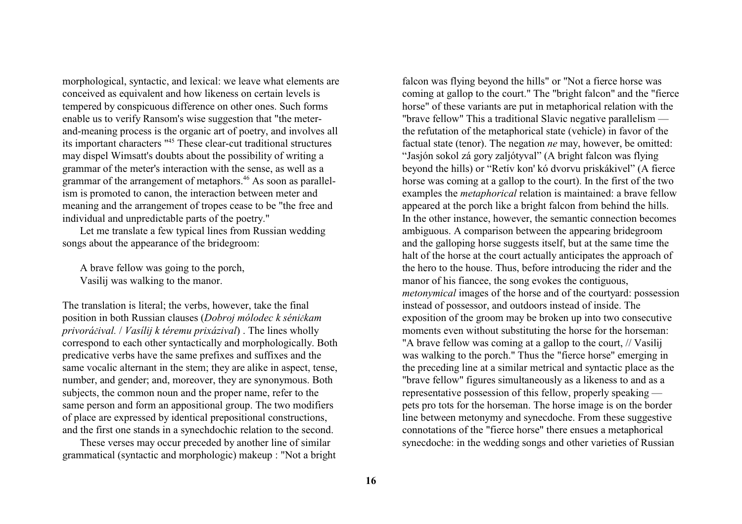morphological, syntactic, and lexical: we leave what elements are conceived as equivalent and how likeness on certain levels is tempered by conspicuous difference on other ones. Such forms enable us to verify Ransom's wise suggestion that "the meter-and-meaning process is the organic art of poetry, and involves all its important characters "[45] These clear-cut traditional structures may dispel Wimsatt's doubts about the possibility of writing a grammar of the meter's interaction with the sense, as well as a grammar of the arrangement of metaphors.[46] As soon as parallelism is promoted to canon, the interaction between meter and meaning and the arrangement of tropes cease to be "the free and individual and unpredictable parts of the poetry."

Let me translate a few typical lines from Russian wedding songs about the appearance of the bridegroom:

> A brave fellow was going to the porch,
> Vasilij was walking to the manor.

The translation is literal; the verbs, however, take the final position in both Russian clauses (*Dobroj mólodec k séničkam privoráčival.* / *Vasílij k téremu prixázival*) . The lines wholly correspond to each other syntactically and morphologically. Both predicative verbs have the same prefixes and suffixes and the same vocalic alternant in the stem; they are alike in aspect, tense, number, and gender; and, moreover, they are synonymous. Both subjects, the common noun and the proper name, refer to the same person and form an appositional group. The two modifiers of place are expressed by identical prepositional constructions, and the first one stands in a synechdochic relation to the second.

These verses may occur preceded by another line of similar grammatical (syntactic and morphologic) makeup : "Not a bright falcon was flying beyond the hills" or "Not a fierce horse was coming at gallop to the court." The "bright falcon" and the "fierce horse" of these variants are put in metaphorical relation with the "brave fellow" This a traditional Slavic negative parallelism — the refutation of the metaphorical state (vehicle) in favor of the factual state (tenor). The negation *ne* may, however, be omitted: "Jasjón sokol zá gory zaljótyval" (A bright falcon was flying beyond the hills) or "Retív kon' kó dvorvu priskákivel" (A fierce horse was coming at a gallop to the court). In the first of the two examples the *metaphorical* relation is maintained: a brave fellow appeared at the porch like a bright falcon from behind the hills. In the other instance, however, the semantic connection becomes ambiguous. A comparison between the appearing bridegroom and the galloping horse suggests itself, but at the same time the halt of the horse at the court actually anticipates the approach of the hero to the house. Thus, before introducing the rider and the manor of his fiancee, the song evokes the contiguous, *metonymical* images of the horse and of the courtyard: possession instead of possessor, and outdoors instead of inside. The exposition of the groom may be broken up into two consecutive moments even without substituting the horse for the horseman: "A brave fellow was coming at a gallop to the court, // Vasilij was walking to the porch." Thus the "fierce horse" emerging in the preceding line at a similar metrical and syntactic place as the "brave fellow" figures simultaneously as a likeness to and as a representative possession of this fellow, properly speaking — pets pro tots for the horseman. The horse image is on the border line between metonymy and synecdoche. From these suggestive connotations of the "fierce horse" there ensues a metaphorical synecdoche: in the wedding songs and other varieties of Russian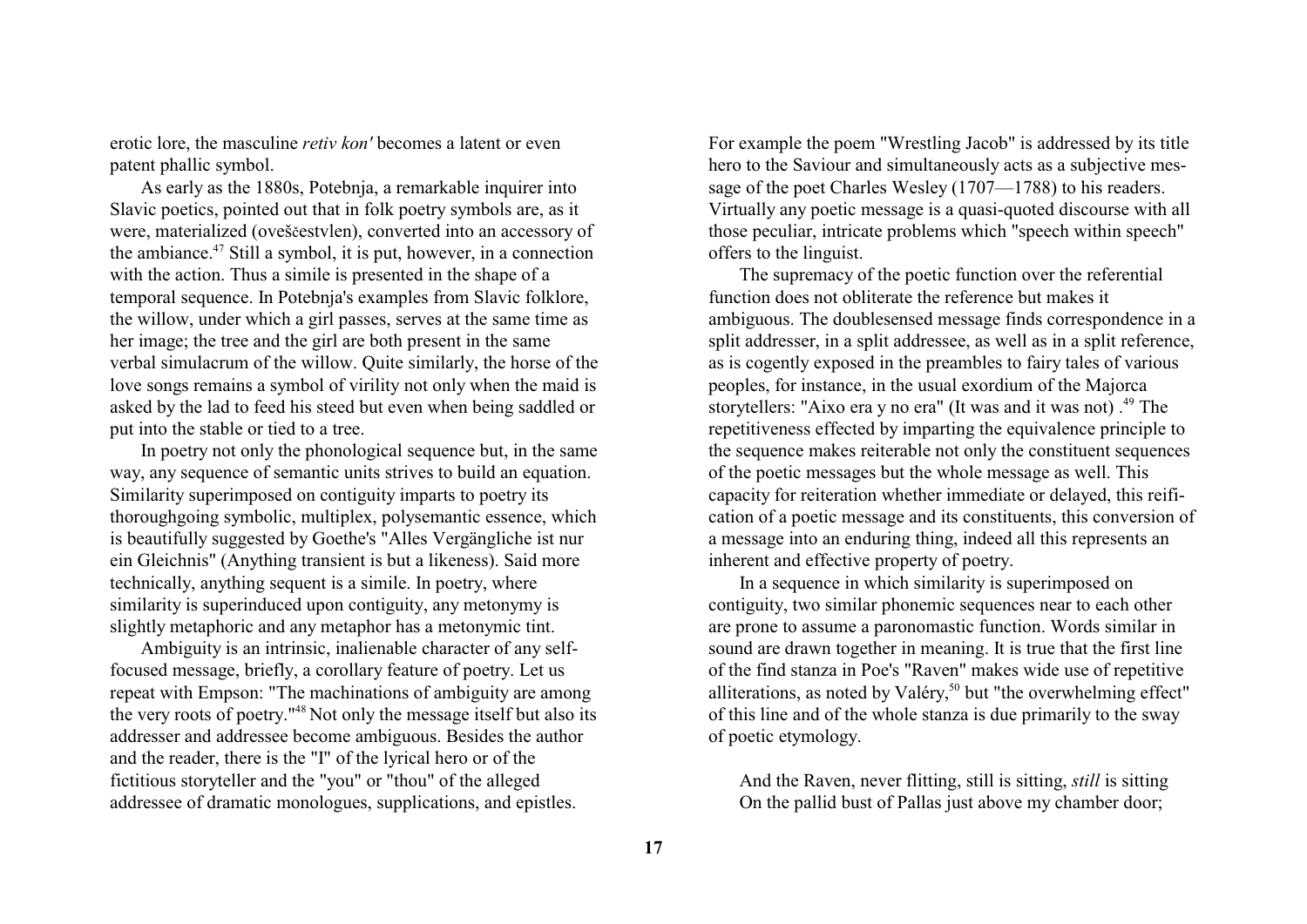erotic lore, the masculine *retiv kon'* becomes a latent or even patent phallic symbol.

As early as the 1880s, Potebnja, a remarkable inquirer into Slavic poetics, pointed out that in folk poetry symbols are, as it were, materialized (oveščestvlen), converted into an accessory of the ambiance.[47] Still a symbol, it is put, however, in a connection with the action. Thus a simile is presented in the shape of a temporal sequence. In Potebnja's examples from Slavic folklore, the willow, under which a girl passes, serves at the same time as her image; the tree and the girl are both present in the same verbal simulacrum of the willow. Quite similarly, the horse of the love songs remains a symbol of virility not only when the maid is asked by the lad to feed his steed but even when being saddled or put into the stable or tied to a tree.

In poetry not only the phonological sequence but, in the same way, any sequence of semantic units strives to build an equation. Similarity superimposed on contiguity imparts to poetry its thoroughgoing symbolic, multiplex, polysemantic essence, which is beautifully suggested by Goethe's "Alles Vergängliche ist nur ein Gleichnis" (Anything transient is but a likeness). Said more technically, anything sequent is a simile. In poetry, where similarity is superinduced upon contiguity, any metonymy is slightly metaphoric and any metaphor has a metonymic tint.

Ambiguity is an intrinsic, inalienable character of any self-focused message, briefly, a corollary feature of poetry. Let us repeat with Empson: "The machinations of ambiguity are among the very roots of poetry."[48] Not only the message itself but also its addresser and addressee become ambiguous. Besides the author and the reader, there is the "I" of the lyrical hero or of the fictitious storyteller and the "you" or "thou" of the alleged addressee of dramatic monologues, supplications, and epistles. For example the poem "Wrestling Jacob" is addressed by its title hero to the Saviour and simultaneously acts as a subjective message of the poet Charles Wesley (1707—1788) to his readers. Virtually any poetic message is a quasi-quoted discourse with all those peculiar, intricate problems which "speech within speech" offers to the linguist.

The supremacy of the poetic function over the referential function does not obliterate the reference but makes it ambiguous. The doublesensed message finds correspondence in a split addresser, in a split addressee, as well as in a split reference, as is cogently exposed in the preambles to fairy tales of various peoples, for instance, in the usual exordium of the Majorca storytellers: "Aixo era y no era" (It was and it was not) .[49] The repetitiveness effected by imparting the equivalence principle to the sequence makes reiterable not only the constituent sequences of the poetic messages but the whole message as well. This capacity for reiteration whether immediate or delayed, this reification of a poetic message and its constituents, this conversion of a message into an enduring thing, indeed all this represents an inherent and effective property of poetry.

In a sequence in which similarity is superimposed on contiguity, two similar phonemic sequences near to each other are prone to assume a paronomastic function. Words similar in sound are drawn together in meaning. It is true that the first line of the find stanza in Poe's "Raven" makes wide use of repetitive alliterations, as noted by Valéry,[50] but "the overwhelming effect" of this line and of the whole stanza is due primarily to the sway of poetic etymology.

> And the Raven, never flitting, still is sitting, *still* is sitting
> On the pallid bust of Pallas just above my chamber door;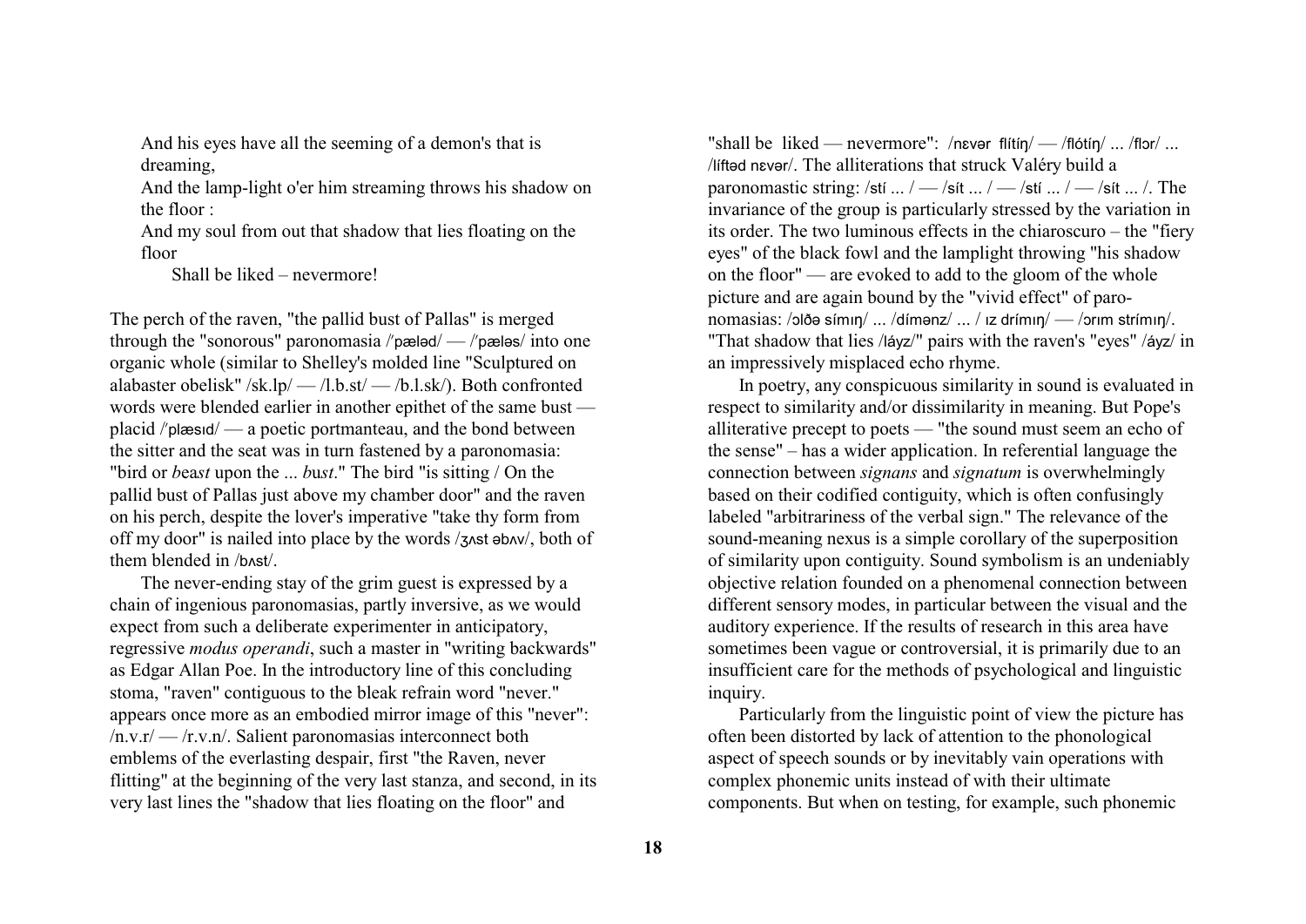And his eyes have all the seeming of a demon's that is dreaming,
And the lamp-light o'er him streaming throws his shadow on the floor :
And my soul from out that shadow that lies floating on the floor
    Shall be liked – nevermore!

The perch of the raven, "the pallid bust of Pallas" is merged through the "sonorous" paronomasia /ˈpæləd/ — /ˈpæləs/ into one organic whole (similar to Shelley's molded line "Sculptured on alabaster obelisk" /sk.lp/ — /l.b.st/ — /b.l.sk/). Both confronted words were blended earlier in another epithet of the same bust — placid /ˈplæsɪd/ — a poetic portmanteau, and the bond between the sitter and the seat was in turn fastened by a paronomasia: "bird or *b*ea*st* upon the ... *b*u*st*." The bird "is sitting / On the pallid bust of Pallas just above my chamber door" and the raven on his perch, despite the lover's imperative "take thy form from off my door" is nailed into place by the words /ʒʌst əbʌv/, both of them blended in /bʌst/.

The never-ending stay of the grim guest is expressed by a chain of ingenious paronomasias, partly inversive, as we would expect from such a deliberate experimenter in anticipatory, regressive *modus operandi*, such a master in "writing backwards" as Edgar Allan Poe. In the introductory line of this concluding stoma, "raven" contiguous to the bleak refrain word "never." appears once more as an embodied mirror image of this "never": /n.v.r/ — /r.v.n/. Salient paronomasias interconnect both emblems of the everlasting despair, first "the Raven, never flitting" at the beginning of the very last stanza, and second, in its very last lines the "shadow that lies floating on the floor" and "shall be liked — nevermore": /nɛvər flítíŋ/ — /flótíŋ/ ... /flɔr/ ... /líftəd nɛvər/. The alliterations that struck Valéry build a paronomastic string: /stí ... / — /sít ... / — /stí ... / — /sít ... /. The invariance of the group is particularly stressed by the variation in its order. The two luminous effects in the chiaroscuro – the "fiery eyes" of the black fowl and the lamplight throwing "his shadow on the floor" — are evoked to add to the gloom of the whole picture and are again bound by the "vivid effect" of paronomasias: /ɔlðə símɪŋ/ ... /dímənz/ ... / ɪz drímɪŋ/ — /ɔrɪm strímɪŋ/. "That shadow that lies /láyz/" pairs with the raven's "eyes" /áyz/ in an impressively misplaced echo rhyme.

In poetry, any conspicuous similarity in sound is evaluated in respect to similarity and/or dissimilarity in meaning. But Pope's alliterative precept to poets — "the sound must seem an echo of the sense" – has a wider application. In referential language the connection between *signans* and *signatum* is overwhelmingly based on their codified contiguity, which is often confusingly labeled "arbitrariness of the verbal sign." The relevance of the sound-meaning nexus is a simple corollary of the superposition of similarity upon contiguity. Sound symbolism is an undeniably objective relation founded on a phenomenal connection between different sensory modes, in particular between the visual and the auditory experience. If the results of research in this area have sometimes been vague or controversial, it is primarily due to an insufficient care for the methods of psychological and linguistic inquiry.

Particularly from the linguistic point of view the picture has often been distorted by lack of attention to the phonological aspect of speech sounds or by inevitably vain operations with complex phonemic units instead of with their ultimate components. But when on testing, for example, such phonemic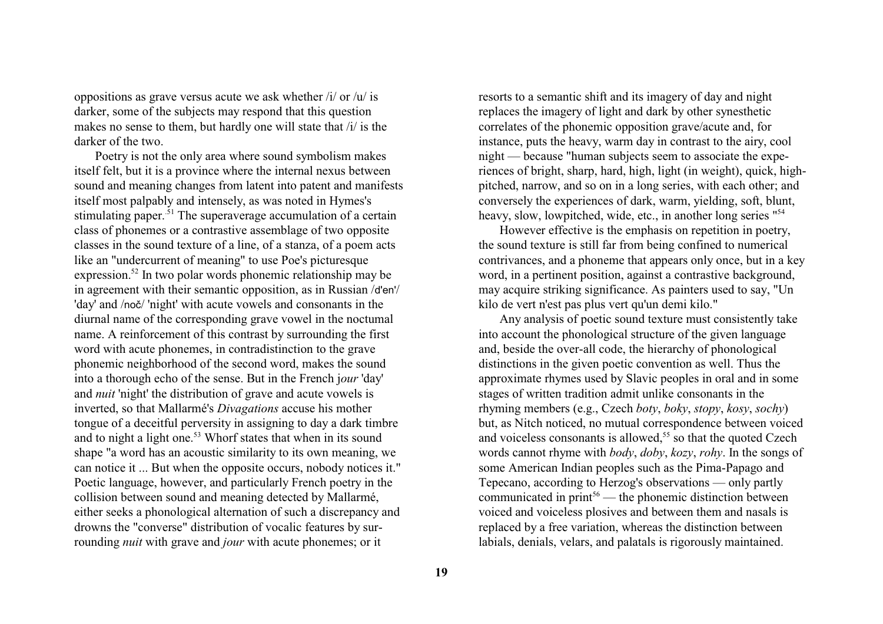oppositions as grave versus acute we ask whether /i/ or /u/ is darker, some of the subjects may respond that this question makes no sense to them, but hardly one will state that /i/ is the darker of the two.

Poetry is not the only area where sound symbolism makes itself felt, but it is a province where the internal nexus between sound and meaning changes from latent into patent and manifests itself most palpably and intensely, as was noted in Hymes's stimulating paper.[51] The superaverage accumulation of a certain class of phonemes or a contrastive assemblage of two opposite classes in the sound texture of a line, of a stanza, of a poem acts like an "undercurrent of meaning" to use Poe's picturesque expression.[52] In two polar words phonemic relationship may be in agreement with their semantic opposition, as in Russian /d'en'/ 'day' and /noč/ 'night' with acute vowels and consonants in the diurnal name of the corresponding grave vowel in the noctumal name. A reinforcement of this contrast by surrounding the first word with acute phonemes, in contradistinction to the grave phonemic neighborhood of the second word, makes the sound into a thorough echo of the sense. But in the French *jour* 'day' and *nuit* 'night' the distribution of grave and acute vowels is inverted, so that Mallarmé's *Divagations* accuse his mother tongue of a deceitful perversity in assigning to day a dark timbre and to night a light one.[53] Whorf states that when in its sound shape "a word has an acoustic similarity to its own meaning, we can notice it ... But when the opposite occurs, nobody notices it." Poetic language, however, and particularly French poetry in the collision between sound and meaning detected by Mallarmé, either seeks a phonological alternation of such a discrepancy and drowns the "converse" distribution of vocalic features by surrounding *nuit* with grave and *jour* with acute phonemes; or it resorts to a semantic shift and its imagery of day and night replaces the imagery of light and dark by other synesthetic correlates of the phonemic opposition grave/acute and, for instance, puts the heavy, warm day in contrast to the airy, cool night — because "human subjects seem to associate the experiences of bright, sharp, hard, high, light (in weight), quick, high-pitched, narrow, and so on in a long series, with each other; and conversely the experiences of dark, warm, yielding, soft, blunt, heavy, slow, lowpitched, wide, etc., in another long series "[54]

However effective is the emphasis on repetition in poetry, the sound texture is still far from being confined to numerical contrivances, and a phoneme that appears only once, but in a key word, in a pertinent position, against a contrastive background, may acquire striking significance. As painters used to say, "Un kilo de vert n'est pas plus vert qu'un demi kilo."

Any analysis of poetic sound texture must consistently take into account the phonological structure of the given language and, beside the over-all code, the hierarchy of phonological distinctions in the given poetic convention as well. Thus the approximate rhymes used by Slavic peoples in oral and in some stages of written tradition admit unlike consonants in the rhyming members (e.g., Czech *boty*, *boky*, *stopy*, *kosy*, *sochy*) but, as Nitch noticed, no mutual correspondence between voiced and voiceless consonants is allowed,[55] so that the quoted Czech words cannot rhyme with *body*, *doby*, *kozy*, *rohy*. In the songs of some American Indian peoples such as the Pima-Papago and Tepecano, according to Herzog's observations — only partly communicated in print[56] — the phonemic distinction between voiced and voiceless plosives and between them and nasals is replaced by a free variation, whereas the distinction between labials, denials, velars, and palatals is rigorously maintained.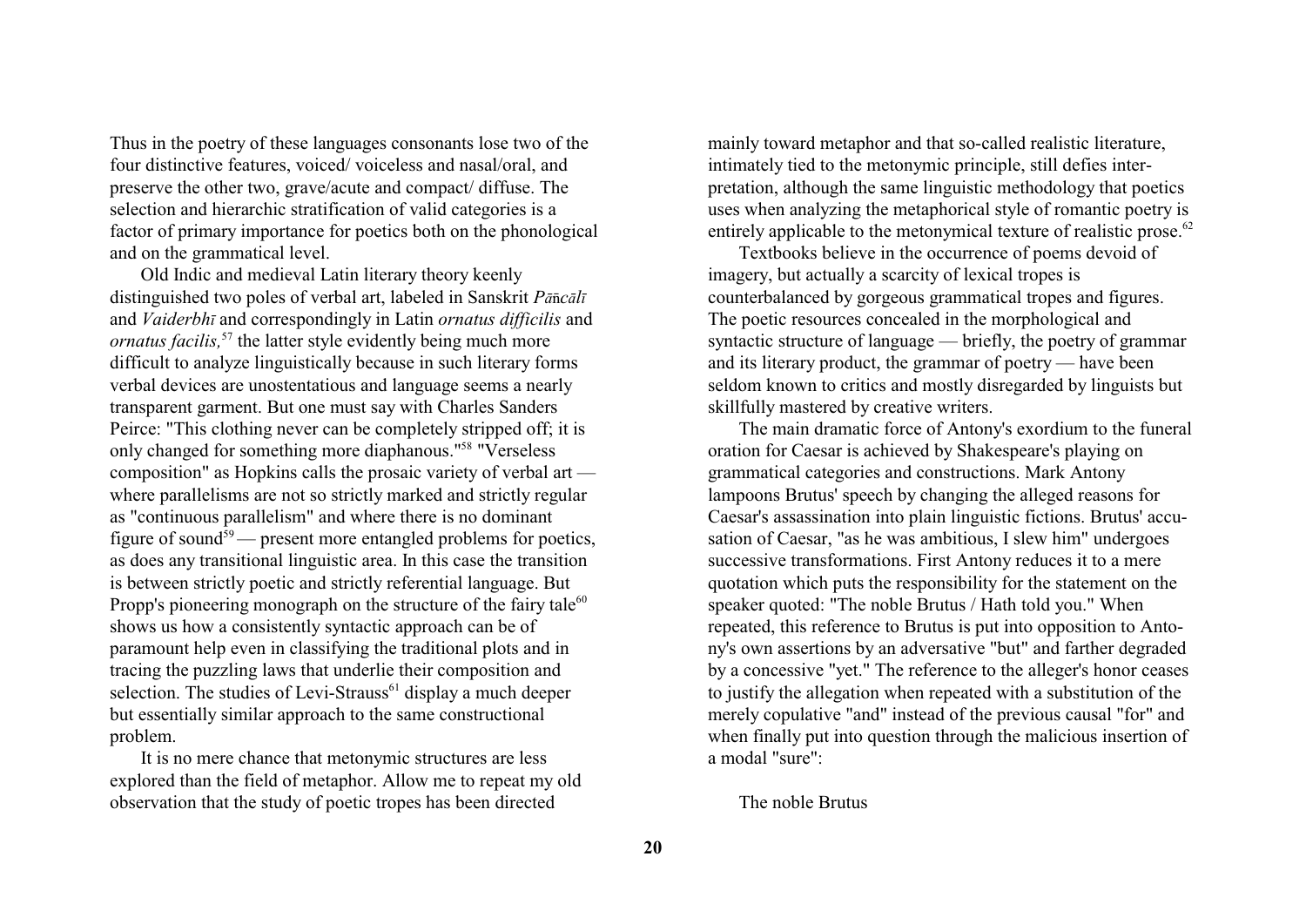Thus in the poetry of these languages consonants lose two of the four distinctive features, voiced/ voiceless and nasal/oral, and preserve the other two, grave/acute and compact/ diffuse. The selection and hierarchic stratification of valid categories is a factor of primary importance for poetics both on the phonological and on the grammatical level.

Old Indic and medieval Latin literary theory keenly distinguished two poles of verbal art, labeled in Sanskrit *Pāñcālī* and *Vaiderbhī* and correspondingly in Latin *ornatus difficilis* and *ornatus facilis,*[57] the latter style evidently being much more difficult to analyze linguistically because in such literary forms verbal devices are unostentatious and language seems a nearly transparent garment. But one must say with Charles Sanders Peirce: "This clothing never can be completely stripped off; it is only changed for something more diaphanous."[58] "Verseless composition" as Hopkins calls the prosaic variety of verbal art — where parallelisms are not so strictly marked and strictly regular as "continuous parallelism" and where there is no dominant figure of sound[59] — present more entangled problems for poetics, as does any transitional linguistic area. In this case the transition is between strictly poetic and strictly referential language. But Propp's pioneering monograph on the structure of the fairy tale[60] shows us how a consistently syntactic approach can be of paramount help even in classifying the traditional plots and in tracing the puzzling laws that underlie their composition and selection. The studies of Levi-Strauss[61] display a much deeper but essentially similar approach to the same constructional problem.

It is no mere chance that metonymic structures are less explored than the field of metaphor. Allow me to repeat my old observation that the study of poetic tropes has been directed mainly toward metaphor and that so-called realistic literature, intimately tied to the metonymic principle, still defies interpretation, although the same linguistic methodology that poetics uses when analyzing the metaphorical style of romantic poetry is entirely applicable to the metonymical texture of realistic prose.[62]

Textbooks believe in the occurrence of poems devoid of imagery, but actually a scarcity of lexical tropes is counterbalanced by gorgeous grammatical tropes and figures. The poetic resources concealed in the morphological and syntactic structure of language — briefly, the poetry of grammar and its literary product, the grammar of poetry — have been seldom known to critics and mostly disregarded by linguists but skillfully mastered by creative writers.

The main dramatic force of Antony's exordium to the funeral oration for Caesar is achieved by Shakespeare's playing on grammatical categories and constructions. Mark Antony lampoons Brutus' speech by changing the alleged reasons for Caesar's assassination into plain linguistic fictions. Brutus' accusation of Caesar, "as he was ambitious, I slew him" undergoes successive transformations. First Antony reduces it to a mere quotation which puts the responsibility for the statement on the speaker quoted: "The noble Brutus / Hath told you." When repeated, this reference to Brutus is put into opposition to Antony's own assertions by an adversative "but" and farther degraded by a concessive "yet." The reference to the alleger's honor ceases to justify the allegation when repeated with a substitution of the merely copulative "and" instead of the previous causal "for" and when finally put into question through the malicious insertion of a modal "sure":

The noble Brutus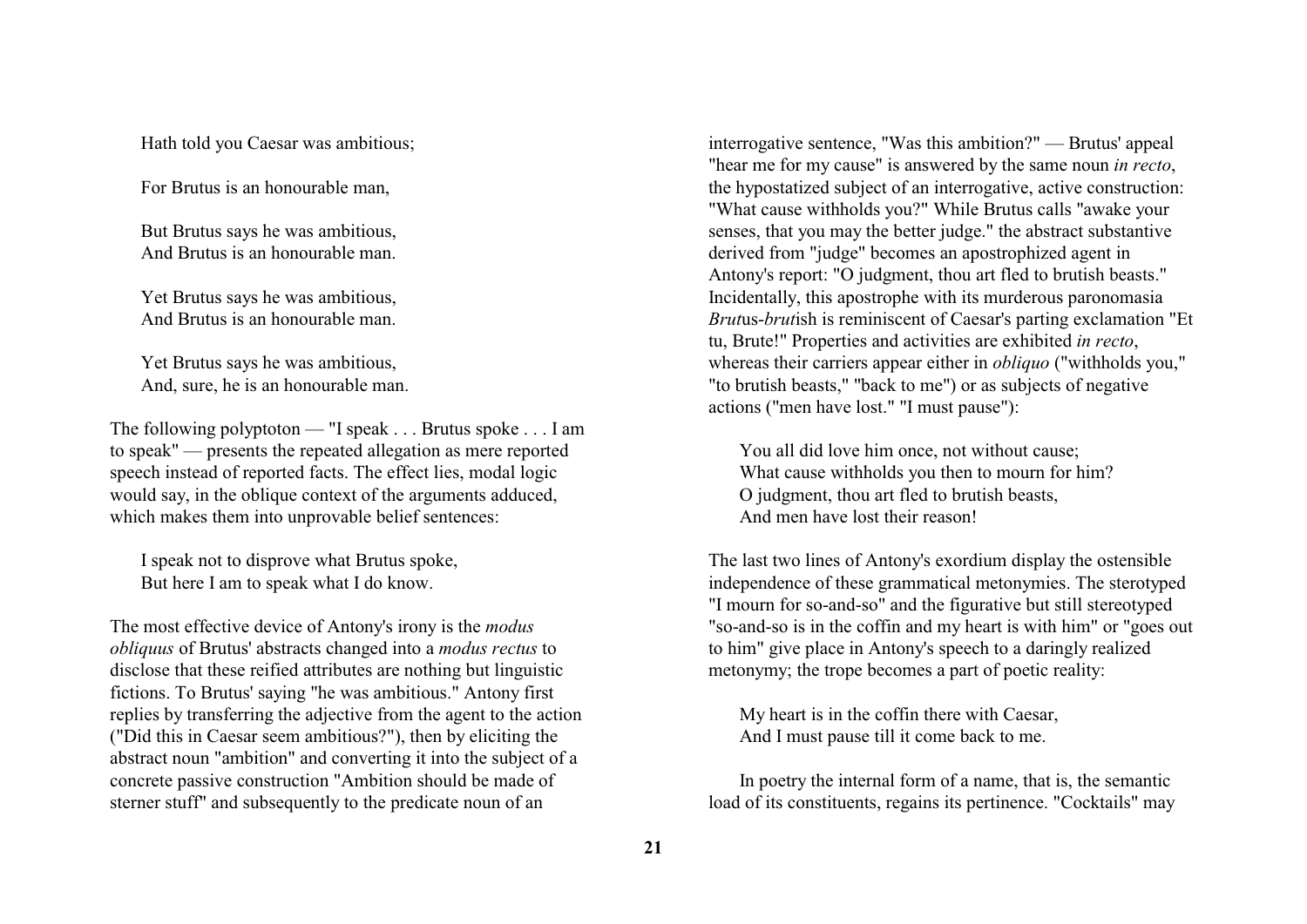Hath told you Caesar was ambitious;

For Brutus is an honourable man,

But Brutus says he was ambitious,  
And Brutus is an honourable man.

Yet Brutus says he was ambitious,  
And Brutus is an honourable man.

Yet Brutus says he was ambitious,  
And, sure, he is an honourable man.

The following polyptoton — "I speak . . . Brutus spoke . . . I am to speak" — presents the repeated allegation as mere reported speech instead of reported facts. The effect lies, modal logic would say, in the oblique context of the arguments adduced, which makes them into unprovable belief sentences:

> I speak not to disprove what Brutus spoke,  
> But here I am to speak what I do know.

The most effective device of Antony's irony is the *modus obliquus* of Brutus' abstracts changed into a *modus rectus* to disclose that these reified attributes are nothing but linguistic fictions. To Brutus' saying "he was ambitious." Antony first replies by transferring the adjective from the agent to the action ("Did this in Caesar seem ambitious?"), then by eliciting the abstract noun "ambition" and converting it into the subject of a concrete passive construction "Ambition should be made of sterner stuff" and subsequently to the predicate noun of an interrogative sentence, "Was this ambition?" — Brutus' appeal "hear me for my cause" is answered by the same noun *in recto*, the hypostatized subject of an interrogative, active construction: "What cause withholds you?" While Brutus calls "awake your senses, that you may the better judge." the abstract substantive derived from "judge" becomes an apostrophized agent in Antony's report: "O judgment, thou art fled to brutish beasts." Incidentally, this apostrophe with its murderous paronomasia *Brut*us-*brut*ish is reminiscent of Caesar's parting exclamation "Et tu, Brute!" Properties and activities are exhibited *in recto*, whereas their carriers appear either in *obliquo* ("withholds you," "to brutish beasts," "back to me") or as subjects of negative actions ("men have lost." "I must pause"):

> You all did love him once, not without cause;  
> What cause withholds you then to mourn for him?  
> O judgment, thou art fled to brutish beasts,  
> And men have lost their reason!

The last two lines of Antony's exordium display the ostensible independence of these grammatical metonymies. The sterotyped "I mourn for so-and-so" and the figurative but still stereotyped "so-and-so is in the coffin and my heart is with him" or "goes out to him" give place in Antony's speech to a daringly realized metonymy; the trope becomes a part of poetic reality:

> My heart is in the coffin there with Caesar,  
> And I must pause till it come back to me.

In poetry the internal form of a name, that is, the semantic load of its constituents, regains its pertinence. "Cocktails" may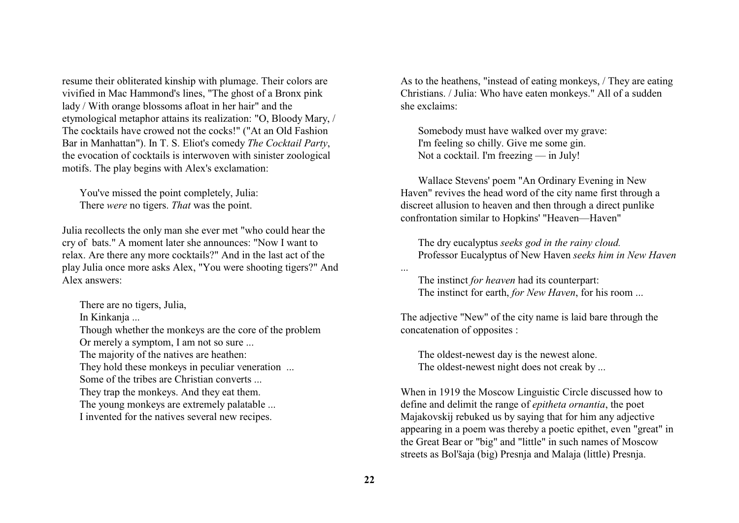resume their obliterated kinship with plumage. Their colors are vivified in Mac Hammond's lines, "The ghost of a Bronx pink lady / With orange blossoms afloat in her hair" and the etymological metaphor attains its realization: "O, Bloody Mary, / The cocktails have crowed not the cocks!" ("At an Old Fashion Bar in Manhattan"). In T. S. Eliot's comedy *The Cocktail Party*, the evocation of cocktails is interwoven with sinister zoological motifs. The play begins with Alex's exclamation:

> You've missed the point completely, Julia:
> There *were* no tigers. *That* was the point.

Julia recollects the only man she ever met "who could hear the cry of bats." A moment later she announces: "Now I want to relax. Are there any more cocktails?" And in the last act of the play Julia once more asks Alex, "You were shooting tigers?" And Alex answers:

> There are no tigers, Julia,
> In Kinkanja ...
> Though whether the monkeys are the core of the problem
> Or merely a symptom, I am not so sure ...
> The majority of the natives are heathen:
> They hold these monkeys in peculiar veneration ...
> Some of the tribes are Christian converts ...
> They trap the monkeys. And they eat them.
> The young monkeys are extremely palatable ...
> I invented for the natives several new recipes.

As to the heathens, "instead of eating monkeys, / They are eating Christians. / Julia: Who have eaten monkeys." All of a sudden she exclaims:

> Somebody must have walked over my grave:
> I'm feeling so chilly. Give me some gin.
> Not a cocktail. I'm freezing — in July!

Wallace Stevens' poem "An Ordinary Evening in New Haven" revives the head word of the city name first through a discreet allusion to heaven and then through a direct punlike confrontation similar to Hopkins' "Heaven—Haven"

> The dry eucalyptus *seeks god in the rainy cloud.*
> Professor Eucalyptus of New Haven *seeks him in New Haven* ...
> The instinct *for heaven* had its counterpart:
> The instinct for earth, *for New Haven*, for his room ...

The adjective "New" of the city name is laid bare through the concatenation of opposites :

> The oldest-newest day is the newest alone.
> The oldest-newest night does not creak by ...

When in 1919 the Moscow Linguistic Circle discussed how to define and delimit the range of *epitheta ornantia*, the poet Majakovskij rebuked us by saying that for him any adjective appearing in a poem was thereby a poetic epithet, even "great" in the Great Bear or "big" and "little" in such names of Moscow streets as Bol'šaja (big) Presnja and Malaja (little) Presnja.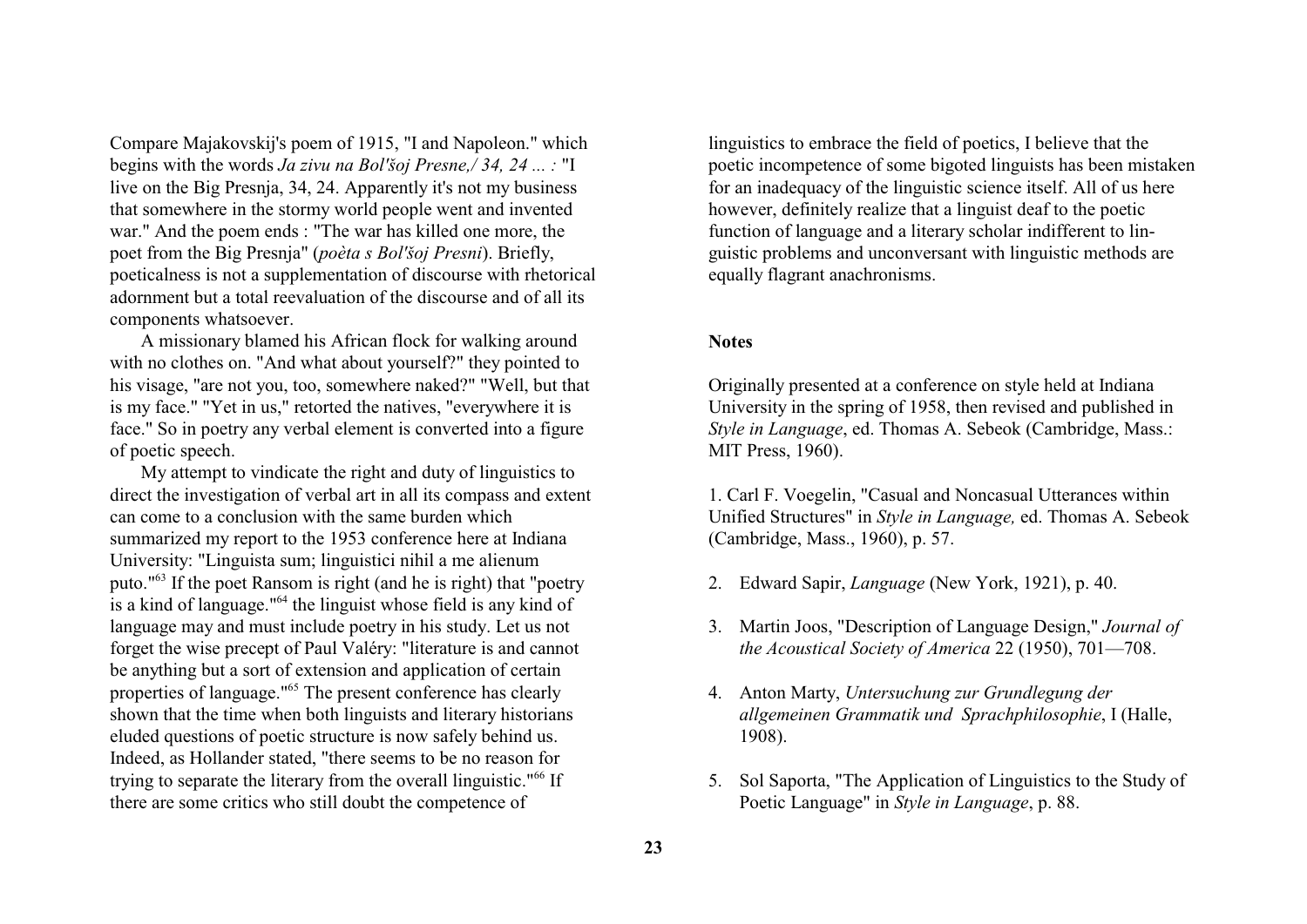Compare Majakovskij's poem of 1915, "I and Napoleon." which begins with the words *Ja zivu na Bol'šoj Presne,/ 34, 24 ... :* "I live on the Big Presnja, 34, 24. Apparently it's not my business that somewhere in the stormy world people went and invented war." And the poem ends : "The war has killed one more, the poet from the Big Presnja" (*poèta s Bol'šoj Presni*). Briefly, poeticalness is not a supplementation of discourse with rhetorical adornment but a total reevaluation of the discourse and of all its components whatsoever.

A missionary blamed his African flock for walking around with no clothes on. "And what about yourself?" they pointed to his visage, "are not you, too, somewhere naked?" "Well, but that is my face." "Yet in us," retorted the natives, "everywhere it is face." So in poetry any verbal element is converted into a figure of poetic speech.

My attempt to vindicate the right and duty of linguistics to direct the investigation of verbal art in all its compass and extent can come to a conclusion with the same burden which summarized my report to the 1953 conference here at Indiana University: "Linguista sum; linguistici nihil a me alienum puto."[63] If the poet Ransom is right (and he is right) that "poetry is a kind of language."[64] the linguist whose field is any kind of language may and must include poetry in his study. Let us not forget the wise precept of Paul Valéry: "literature is and cannot be anything but a sort of extension and application of certain properties of language."[65] The present conference has clearly shown that the time when both linguists and literary historians eluded questions of poetic structure is now safely behind us. Indeed, as Hollander stated, "there seems to be no reason for trying to separate the literary from the overall linguistic."[66] If there are some critics who still doubt the competence of linguistics to embrace the field of poetics, I believe that the poetic incompetence of some bigoted linguists has been mistaken for an inadequacy of the linguistic science itself. All of us here however, definitely realize that a linguist deaf to the poetic function of language and a literary scholar indifferent to linguistic problems and unconversant with linguistic methods are equally flagrant anachronisms.

**Notes**

Originally presented at a conference on style held at Indiana University in the spring of 1958, then revised and published in *Style in Language*, ed. Thomas A. Sebeok (Cambridge, Mass.: MIT Press, 1960).

1. Carl F. Voegelin, "Casual and Noncasual Utterances within Unified Structures" in *Style in Language,* ed. Thomas A. Sebeok (Cambridge, Mass., 1960), p. 57.

2. Edward Sapir, *Language* (New York, 1921), p. 40.

3. Martin Joos, "Description of Language Design," *Journal of the Acoustical Society of America* 22 (1950), 701—708.

4. Anton Marty, *Untersuchung zur Grundlegung der allgemeinen Grammatik und Sprachphilosophie*, I (Halle, 1908).

5. Sol Saporta, "The Application of Linguistics to the Study of Poetic Language" in *Style in Language*, p. 88.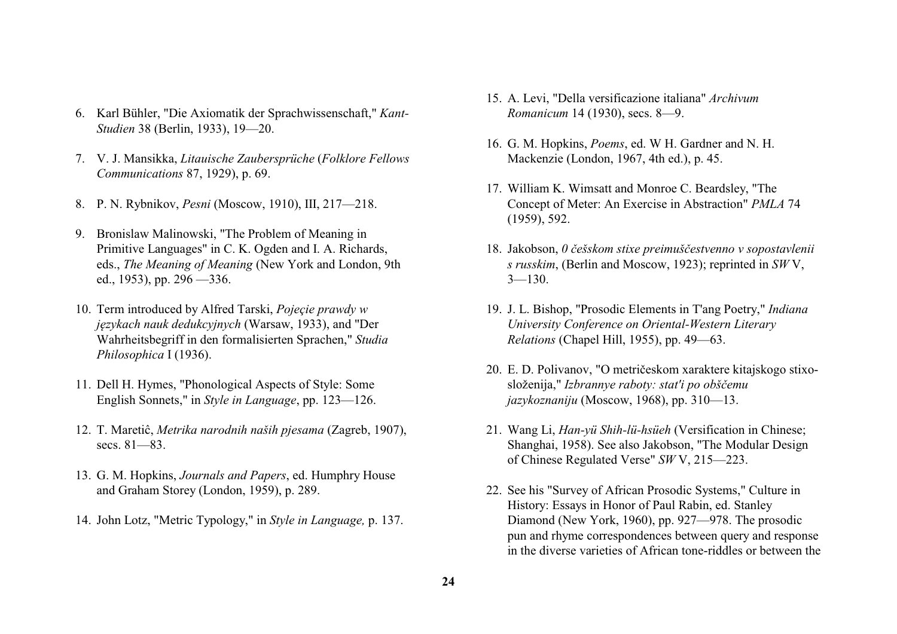6. Karl Bühler, "Die Axiomatik der Sprachwissenschaft," *Kant-Studien* 38 (Berlin, 1933), 19—20.

7. V. J. Mansikka, *Litauische Zaubersprüche* (*Folklore Fellows Communications* 87, 1929), p. 69.

8. P. N. Rybnikov, *Pesni* (Moscow, 1910), III, 217—218.

9. Bronislaw Malinowski, "The Problem of Meaning in Primitive Languages" in C. K. Ogden and I. A. Richards, eds., *The Meaning of Meaning* (New York and London, 9th ed., 1953), pp. 296 —336.

10. Term introduced by Alfred Tarski, *Pojeçie prawdy w językach nauk dedukcyjnych* (Warsaw, 1933), and "Der Wahrheitsbegriff in den formalisierten Sprachen," *Studia Philosophica* I (1936).

11. Dell H. Hymes, "Phonological Aspects of Style: Some English Sonnets," in *Style in Language*, pp. 123—126.

12. T. Maretiĉ, *Metrika narodnih naših pjesama* (Zagreb, 1907), secs. 81—83.

13. G. M. Hopkins, *Journals and Papers*, ed. Humphry House and Graham Storey (London, 1959), p. 289.

14. John Lotz, "Metric Typology," in *Style in Language,* p. 137.

15. A. Levi, "Della versificazione italiana" *Archivum Romanicum* 14 (1930), secs. 8—9.

16. G. M. Hopkins, *Poems*, ed. W H. Gardner and N. H. Mackenzie (London, 1967, 4th ed.), p. 45.

17. William K. Wimsatt and Monroe C. Beardsley, "The Concept of Meter: An Exercise in Abstraction" *PMLA* 74 (1959), 592.

18. Jakobson, *0 češskom stixe preimuščestvenno v sopostavlenii s russkim*, (Berlin and Moscow, 1923); reprinted in *SW* V, 3—130.

19. J. L. Bishop, "Prosodic Elements in T'ang Poetry," *Indiana University Conference on Oriental-Western Literary Relations* (Chapel Hill, 1955), pp. 49—63.

20. E. D. Polivanov, "O metričeskom xaraktere kitajskogo stixo-složenija," *Izbrannye raboty: stat'i po obščemu jazykoznaniju* (Moscow, 1968), pp. 310—13.

21. Wang Li, *Han-yü Shih-lü-hsüeh* (Versification in Chinese; Shanghai, 1958). See also Jakobson, "The Modular Design of Chinese Regulated Verse" *SW* V, 215—223.

22. See his "Survey of African Prosodic Systems," Culture in History: Essays in Honor of Paul Rabin, ed. Stanley Diamond (New York, 1960), pp. 927—978. The prosodic pun and rhyme correspondences between query and response in the diverse varieties of African tone-riddles or between the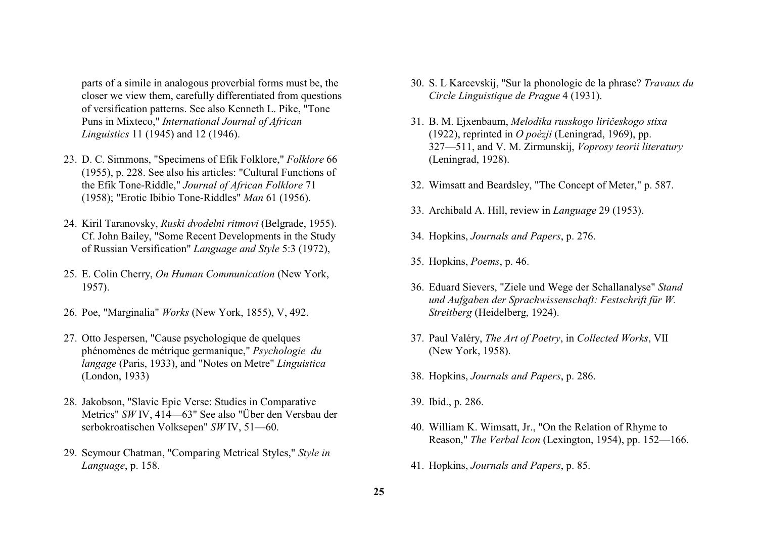parts of a simile in analogous proverbial forms must be, the closer we view them, carefully differentiated from questions of versification patterns. See also Kenneth L. Pike, "Tone Puns in Mixteco," *International Journal of African Linguistics* 11 (1945) and 12 (1946).

23. D. C. Simmons, "Specimens of Efik Folklore," *Folklore* 66 (1955), p. 228. See also his articles: "Cultural Functions of the Efik Tone-Riddle," *Journal of African Folklore* 71 (1958); "Erotic Ibibio Tone-Riddles" *Man* 61 (1956).

24. Kiril Taranovsky, *Ruski dvodelni ritmovi* (Belgrade, 1955). Cf. John Bailey, "Some Recent Developments in the Study of Russian Versification" *Language and Style* 5:3 (1972),

25. E. Colin Cherry, *On Human Communication* (New York, 1957).

26. Poe, "Marginalia" *Works* (New York, 1855), V, 492.

27. Otto Jespersen, "Cause psychologique de quelques phénomènes de métrique germanique," *Psychologie du langage* (Paris, 1933), and "Notes on Metre" *Linguistica* (London, 1933)

28. Jakobson, "Slavic Epic Verse: Studies in Comparative Metrics" *SW* IV, 414—63" See also "Über den Versbau der serbokroatischen Volksepen" *SW* IV, 51—60.

29. Seymour Chatman, "Comparing Metrical Styles," *Style in Language*, p. 158.

30. S. L Karcevskij, "Sur la phonologic de la phrase? *Travaux du Circle Linguistique de Prague* 4 (1931).

31. B. M. Ejxenbaum, *Melodika russkogo liričeskogo stixa* (1922), reprinted in *O poèzji* (Leningrad, 1969), pp. 327—511, and V. M. Zirmunskij, *Voprosy teorii literatury* (Leningrad, 1928).

32. Wimsatt and Beardsley, "The Concept of Meter," p. 587.

33. Archibald A. Hill, review in *Language* 29 (1953).

34. Hopkins, *Journals and Papers*, p. 276.

35. Hopkins, *Poems*, p. 46.

36. Eduard Sievers, "Ziele und Wege der Schallanalyse" *Stand und Aufgaben der Sprachwissenschaft: Festschrift für W. Streitberg* (Heidelberg, 1924).

37. Paul Valéry, *The Art of Poetry*, in *Collected Works*, VII (New York, 1958).

38. Hopkins, *Journals and Papers*, p. 286.

39. Ibid., p. 286.

40. William K. Wimsatt, Jr., "On the Relation of Rhyme to Reason," *The Verbal Icon* (Lexington, 1954), pp. 152—166.

41. Hopkins, *Journals and Papers*, p. 85.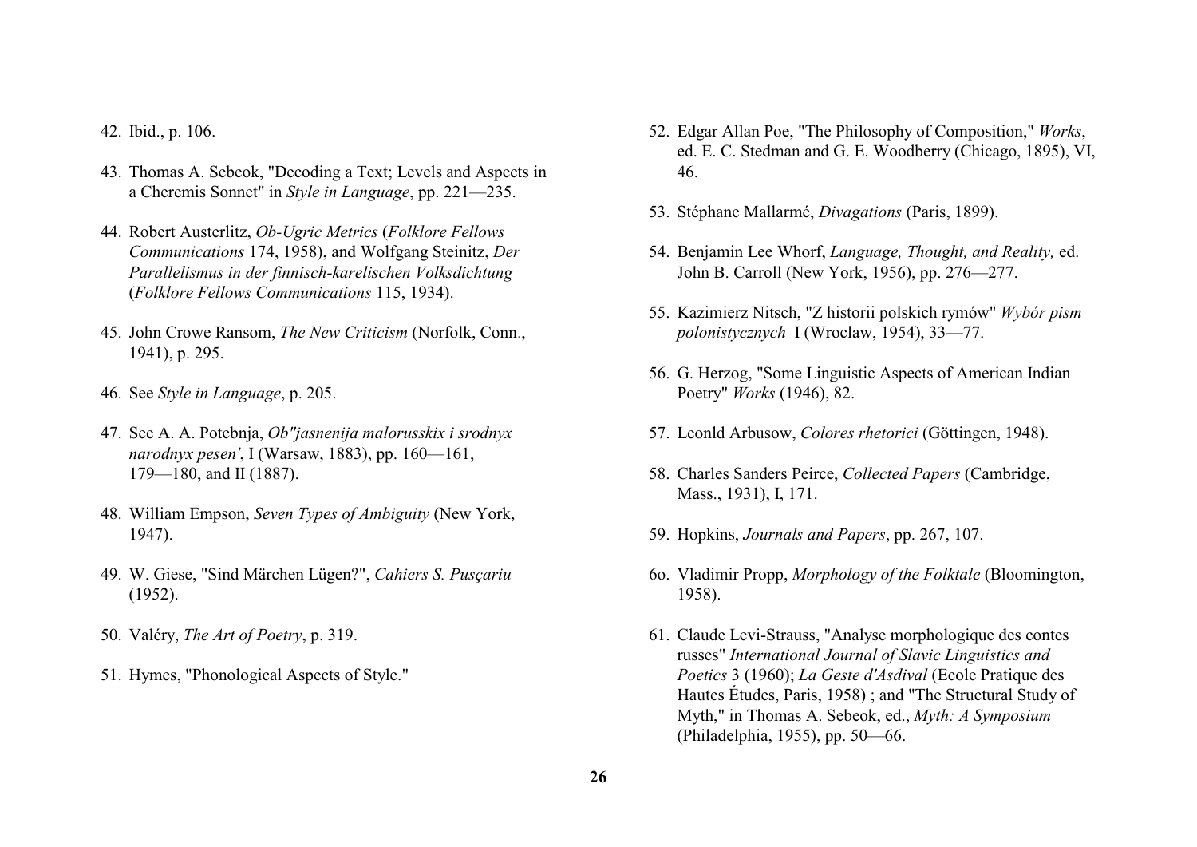42. Ibid., p. 106.

43. Thomas A. Sebeok, "Decoding a Text; Levels and Aspects in a Cheremis Sonnet" in *Style in Language*, pp. 221—235.

44. Robert Austerlitz, *Ob-Ugric Metrics* (*Folklore Fellows Communications* 174, 1958), and Wolfgang Steinitz, *Der Parallelismus in der finnisch-karelischen Volksdichtung* (*Folklore Fellows Communications* 115, 1934).

45. John Crowe Ransom, *The New Criticism* (Norfolk, Conn., 1941), p. 295.

46. See *Style in Language*, p. 205.

47. See A. A. Potebnja, *Ob"jasnenija malorusskix i srodnyx narodnyx pesen'*, I (Warsaw, 1883), pp. 160—161, 179—180, and II (1887).

48. William Empson, *Seven Types of Ambiguity* (New York, 1947).

49. W. Giese, "Sind Märchen Lügen?", *Cahiers S. Pusçariu* (1952).

50. Valéry, *The Art of Poetry*, p. 319.

51. Hymes, "Phonological Aspects of Style."

52. Edgar Allan Poe, "The Philosophy of Composition," *Works*, ed. E. C. Stedman and G. E. Woodberry (Chicago, 1895), VI, 46.

53. Stéphane Mallarmé, *Divagations* (Paris, 1899).

54. Benjamin Lee Whorf, *Language, Thought, and Reality,* ed. John B. Carroll (New York, 1956), pp. 276—277.

55. Kazimierz Nitsch, "Z historii polskich rymów" *Wybór pism polonistycznych* I (Wroclaw, 1954), 33—77.

56. G. Herzog, "Some Linguistic Aspects of American Indian Poetry" *Works* (1946), 82.

57. Leonld Arbusow, *Colores rhetorici* (Göttingen, 1948).

58. Charles Sanders Peirce, *Collected Papers* (Cambridge, Mass., 1931), I, 171.

59. Hopkins, *Journals and Papers*, pp. 267, 107.

6o. Vladimir Propp, *Morphology of the Folktale* (Bloomington, 1958).

61. Claude Levi-Strauss, "Analyse morphologique des contes russes" *International Journal of Slavic Linguistics and Poetics* 3 (1960); *La Geste d'Asdival* (Ecole Pratique des Hautes Études, Paris, 1958) ; and "The Structural Study of Myth," in Thomas A. Sebeok, ed., *Myth: A Symposium* (Philadelphia, 1955), pp. 50—66.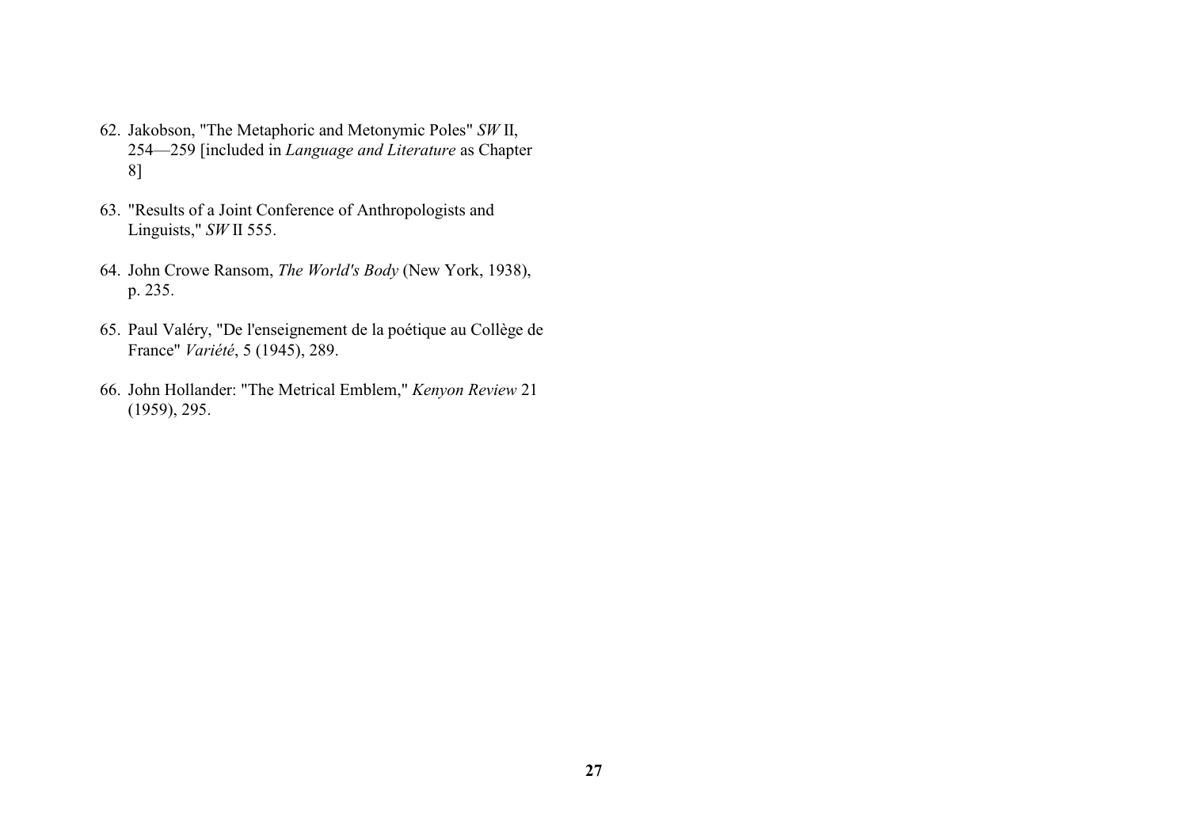62. Jakobson, "The Metaphoric and Metonymic Poles" *SW* II, 254—259 [included in *Language and Literature* as Chapter 8]

63. "Results of a Joint Conference of Anthropologists and Linguists," *SW* II 555.

64. John Crowe Ransom, *The World's Body* (New York, 1938), p. 235.

65. Paul Valéry, "De l'enseignement de la poétique au Collège de France" *Variété*, 5 (1945), 289.

66. John Hollander: "The Metrical Emblem," *Kenyon Review* 21 (1959), 295.